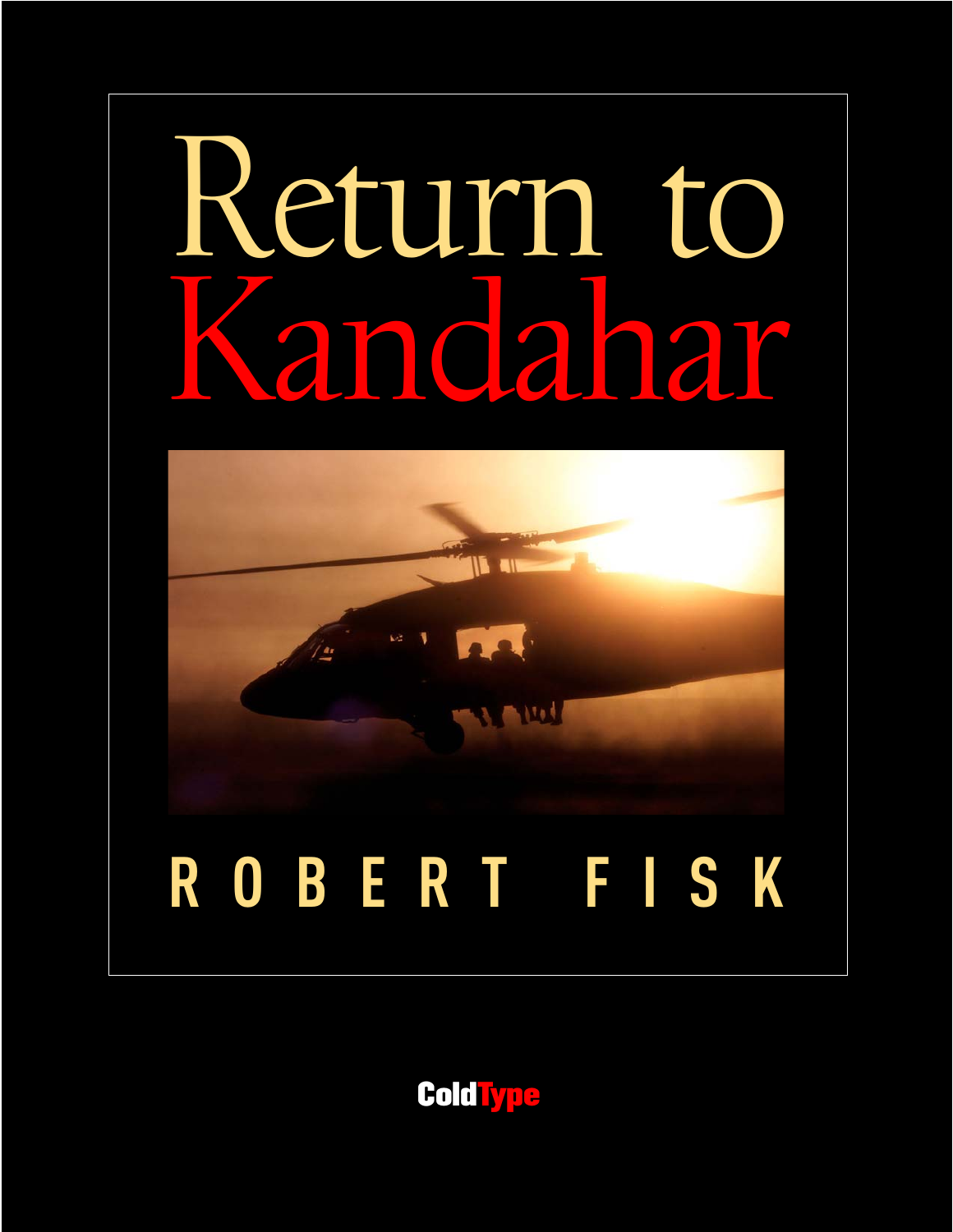# Return to Kandahar

ROBERT FISK

ColdType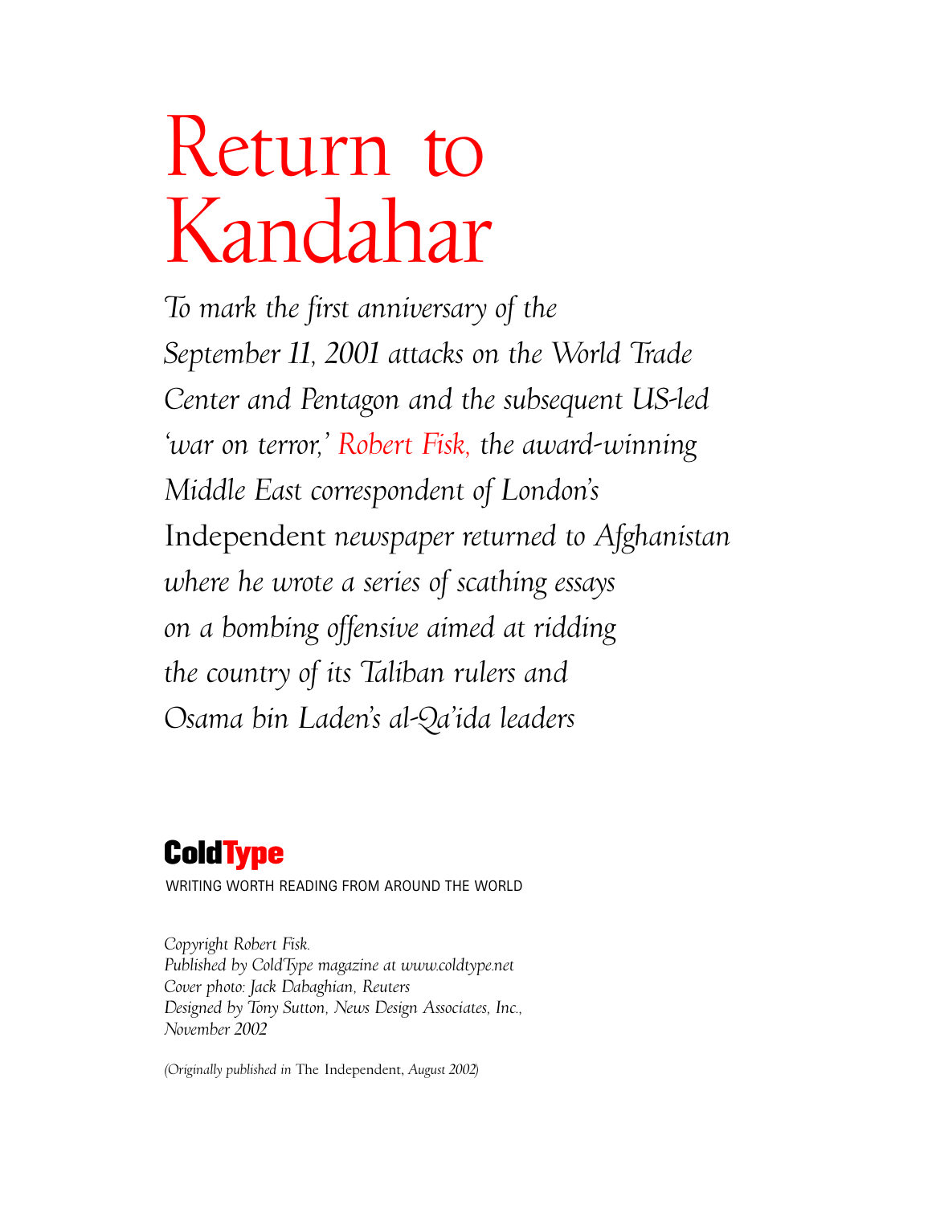# Return to Kandahar

*To mark the first anniversary of the September 11, 2001 attacks on the World Trade Center and Pentagon and the subsequent US-led 'war on terror,' Robert Fisk, the award-winning Middle East correspondent of London's* Independent *newspaper returned to Afghanistan where he wrote a series of scathing essays on a bombing offensive aimed at ridding the country of its Taliban rulers and Osama bin Laden's al-Qa'ida leaders*

**ColdType**

WRITING WORTH READING FROM AROUND THE WORLD

*Copyright Robert Fisk.*
*Published by ColdType magazine at www.coldtype.net*
*Cover photo: Jack Dabaghian, Reuters*
*Designed by Tony Sutton, News Design Associates, Inc., November 2002*

*(Originally published in* The Independent, *August 2002)*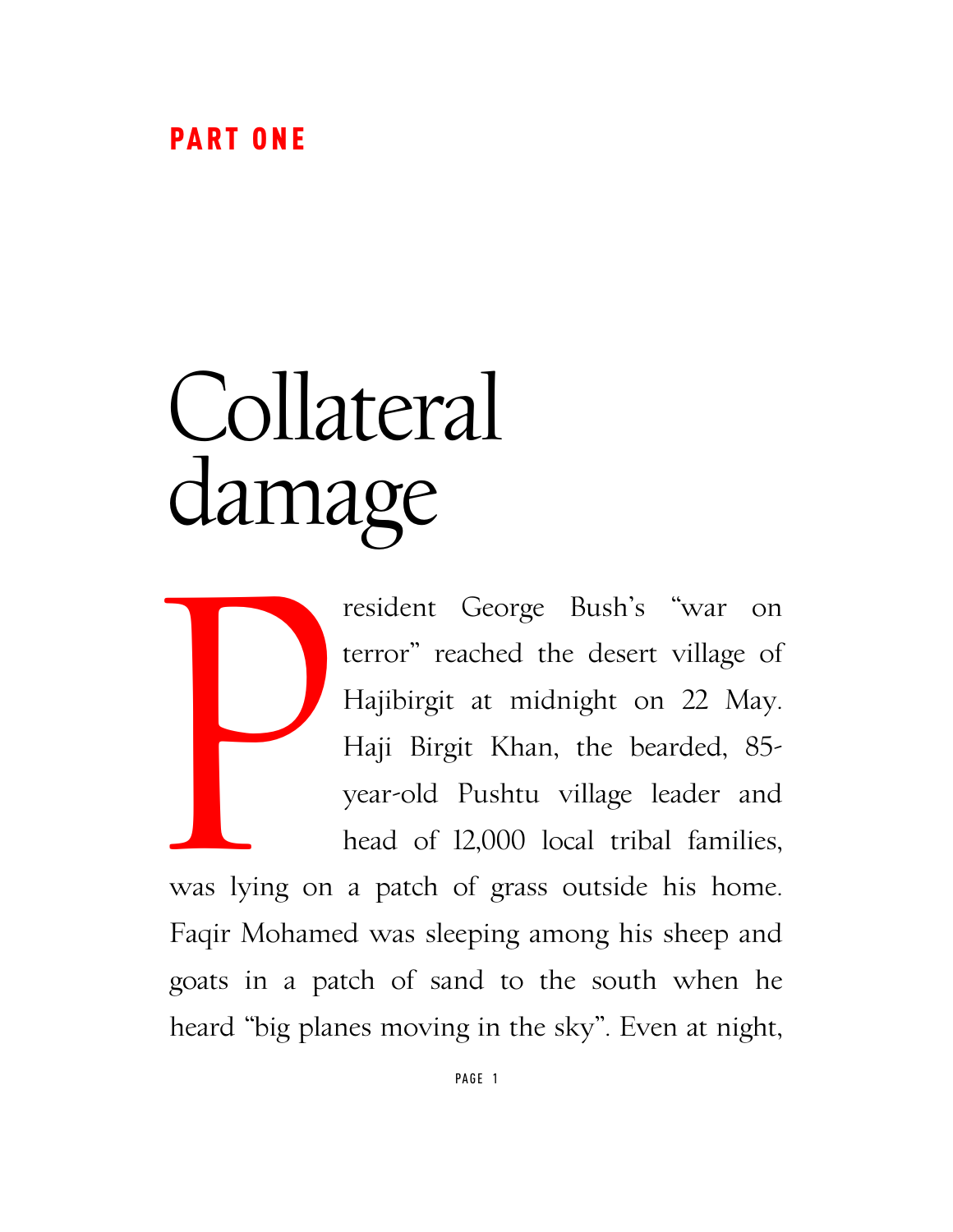## PART ONE

# Collateral damage

President George Bush's "war on terror" reached the desert village of Hajibirgit at midnight on 22 May. Haji Birgit Khan, the bearded, 85-year-old Pushtu village leader and head of 12,000 local tribal families, was lying on a patch of grass outside his home. Faqir Mohamed was sleeping among his sheep and goats in a patch of sand to the south when he heard "big planes moving in the sky". Even at night,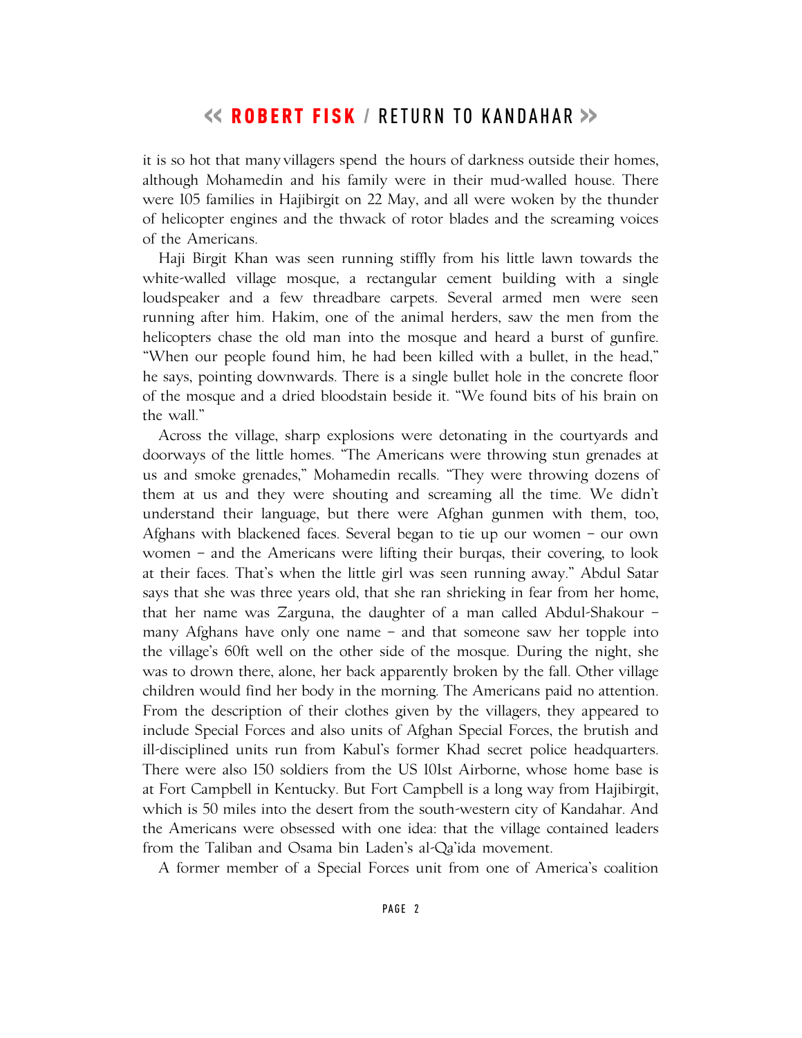it is so hot that many villagers spend the hours of darkness outside their homes, although Mohamedin and his family were in their mud-walled house. There were 105 families in Hajibirgit on 22 May, and all were woken by the thunder of helicopter engines and the thwack of rotor blades and the screaming voices of the Americans.

Haji Birgit Khan was seen running stiffly from his little lawn towards the white-walled village mosque, a rectangular cement building with a single loudspeaker and a few threadbare carpets. Several armed men were seen running after him. Hakim, one of the animal herders, saw the men from the helicopters chase the old man into the mosque and heard a burst of gunfire. "When our people found him, he had been killed with a bullet, in the head," he says, pointing downwards. There is a single bullet hole in the concrete floor of the mosque and a dried bloodstain beside it. "We found bits of his brain on the wall."

Across the village, sharp explosions were detonating in the courtyards and doorways of the little homes. "The Americans were throwing stun grenades at us and smoke grenades," Mohamedin recalls. "They were throwing dozens of them at us and they were shouting and screaming all the time. We didn't understand their language, but there were Afghan gunmen with them, too, Afghans with blackened faces. Several began to tie up our women – our own women – and the Americans were lifting their burqas, their covering, to look at their faces. That's when the little girl was seen running away." Abdul Satar says that she was three years old, that she ran shrieking in fear from her home, that her name was Zarguna, the daughter of a man called Abdul-Shakour – many Afghans have only one name – and that someone saw her topple into the village's 60ft well on the other side of the mosque. During the night, she was to drown there, alone, her back apparently broken by the fall. Other village children would find her body in the morning. The Americans paid no attention. From the description of their clothes given by the villagers, they appeared to include Special Forces and also units of Afghan Special Forces, the brutish and ill-disciplined units run from Kabul's former Khad secret police headquarters. There were also 150 soldiers from the US 101st Airborne, whose home base is at Fort Campbell in Kentucky. But Fort Campbell is a long way from Hajibirgit, which is 50 miles into the desert from the south-western city of Kandahar. And the Americans were obsessed with one idea: that the village contained leaders from the Taliban and Osama bin Laden's al-Qa'ida movement.

A former member of a Special Forces unit from one of America's coalition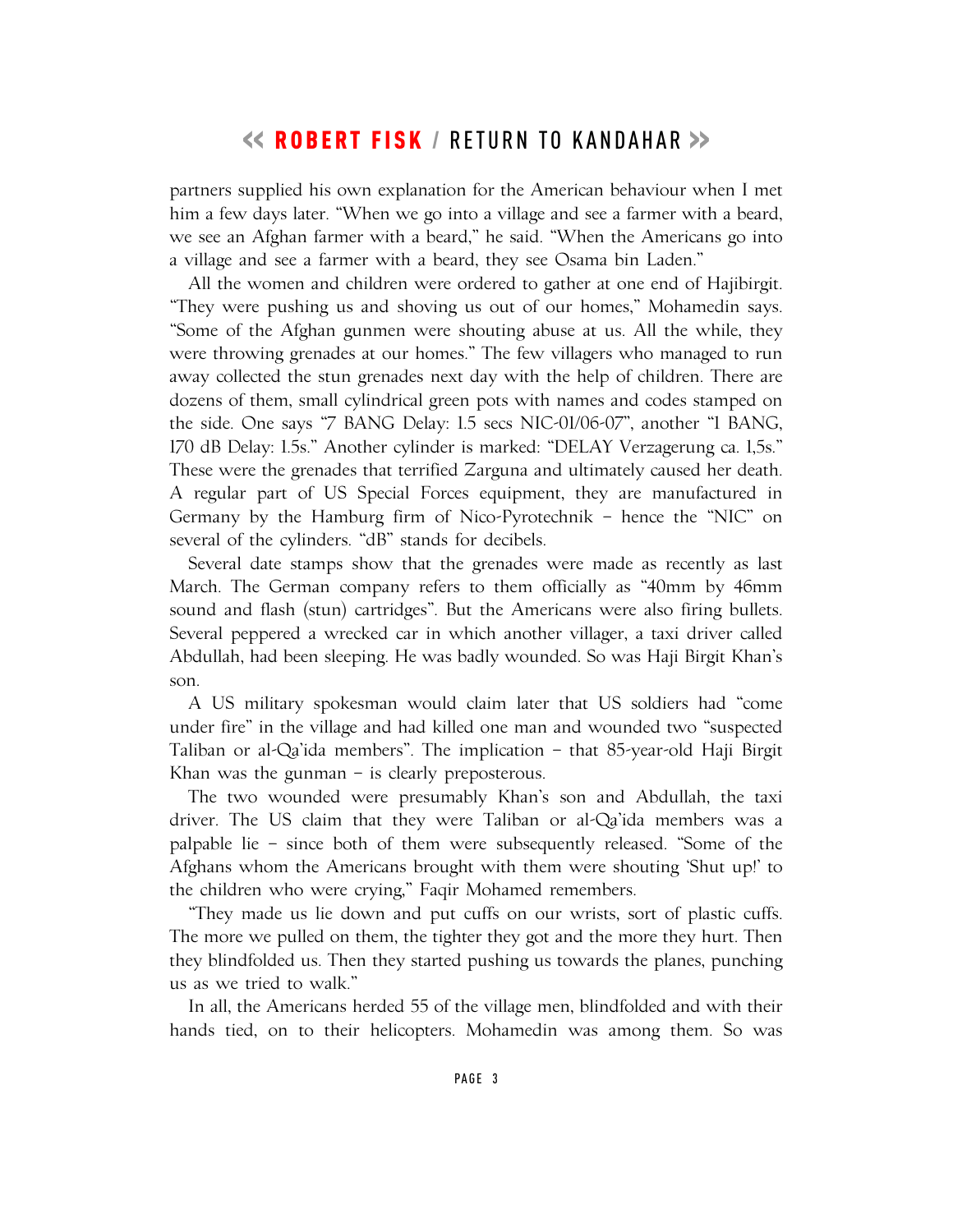partners supplied his own explanation for the American behaviour when I met him a few days later. "When we go into a village and see a farmer with a beard, we see an Afghan farmer with a beard," he said. "When the Americans go into a village and see a farmer with a beard, they see Osama bin Laden."

All the women and children were ordered to gather at one end of Hajibirgit. "They were pushing us and shoving us out of our homes," Mohamedin says. "Some of the Afghan gunmen were shouting abuse at us. All the while, they were throwing grenades at our homes." The few villagers who managed to run away collected the stun grenades next day with the help of children. There are dozens of them, small cylindrical green pots with names and codes stamped on the side. One says "7 BANG Delay: 1.5 secs NIC-01/06-07", another "1 BANG, 170 dB Delay: 1.5s." Another cylinder is marked: "DELAY Verzagerung ca. 1,5s." These were the grenades that terrified Zarguna and ultimately caused her death. A regular part of US Special Forces equipment, they are manufactured in Germany by the Hamburg firm of Nico-Pyrotechnik – hence the "NIC" on several of the cylinders. "dB" stands for decibels.

Several date stamps show that the grenades were made as recently as last March. The German company refers to them officially as "40mm by 46mm sound and flash (stun) cartridges". But the Americans were also firing bullets. Several peppered a wrecked car in which another villager, a taxi driver called Abdullah, had been sleeping. He was badly wounded. So was Haji Birgit Khan's son.

A US military spokesman would claim later that US soldiers had "come under fire" in the village and had killed one man and wounded two "suspected Taliban or al-Qa'ida members". The implication – that 85-year-old Haji Birgit Khan was the gunman – is clearly preposterous.

The two wounded were presumably Khan's son and Abdullah, the taxi driver. The US claim that they were Taliban or al-Qa'ida members was a palpable lie – since both of them were subsequently released. "Some of the Afghans whom the Americans brought with them were shouting 'Shut up!' to the children who were crying," Faqir Mohamed remembers.

"They made us lie down and put cuffs on our wrists, sort of plastic cuffs. The more we pulled on them, the tighter they got and the more they hurt. Then they blindfolded us. Then they started pushing us towards the planes, punching us as we tried to walk."

In all, the Americans herded 55 of the village men, blindfolded and with their hands tied, on to their helicopters. Mohamedin was among them. So was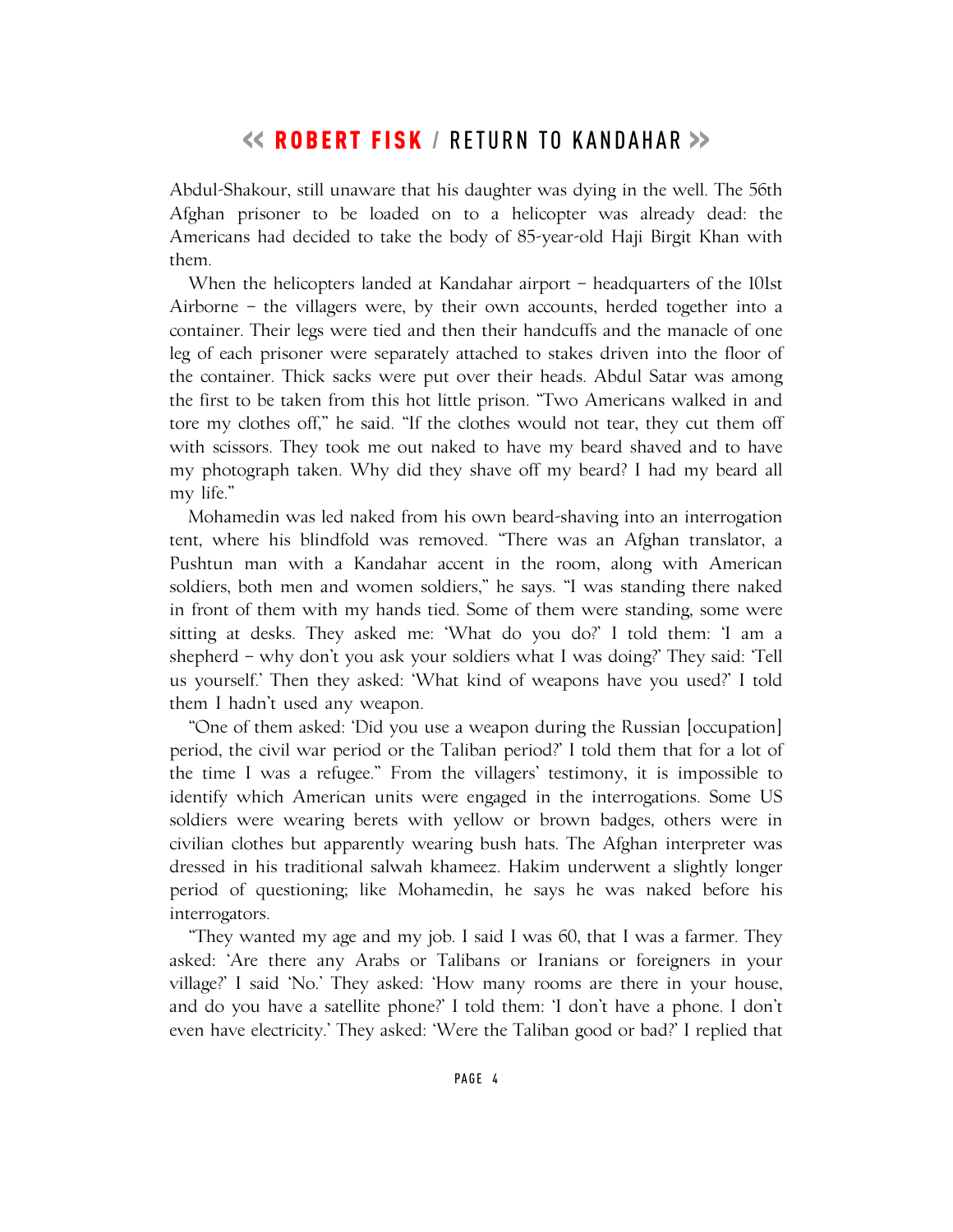Abdul-Shakour, still unaware that his daughter was dying in the well. The 56th Afghan prisoner to be loaded on to a helicopter was already dead: the Americans had decided to take the body of 85-year-old Haji Birgit Khan with them.

When the helicopters landed at Kandahar airport – headquarters of the 101st Airborne – the villagers were, by their own accounts, herded together into a container. Their legs were tied and then their handcuffs and the manacle of one leg of each prisoner were separately attached to stakes driven into the floor of the container. Thick sacks were put over their heads. Abdul Satar was among the first to be taken from this hot little prison. "Two Americans walked in and tore my clothes off," he said. "If the clothes would not tear, they cut them off with scissors. They took me out naked to have my beard shaved and to have my photograph taken. Why did they shave off my beard? I had my beard all my life."

Mohamedin was led naked from his own beard-shaving into an interrogation tent, where his blindfold was removed. "There was an Afghan translator, a Pushtun man with a Kandahar accent in the room, along with American soldiers, both men and women soldiers," he says. "I was standing there naked in front of them with my hands tied. Some of them were standing, some were sitting at desks. They asked me: 'What do you do?' I told them: 'I am a shepherd – why don't you ask your soldiers what I was doing?' They said: 'Tell us yourself.' Then they asked: 'What kind of weapons have you used?' I told them I hadn't used any weapon.

"One of them asked: 'Did you use a weapon during the Russian [occupation] period, the civil war period or the Taliban period?' I told them that for a lot of the time I was a refugee." From the villagers' testimony, it is impossible to identify which American units were engaged in the interrogations. Some US soldiers were wearing berets with yellow or brown badges, others were in civilian clothes but apparently wearing bush hats. The Afghan interpreter was dressed in his traditional salwah khameez. Hakim underwent a slightly longer period of questioning; like Mohamedin, he says he was naked before his interrogators.

"They wanted my age and my job. I said I was 60, that I was a farmer. They asked: 'Are there any Arabs or Talibans or Iranians or foreigners in your village?' I said 'No.' They asked: 'How many rooms are there in your house, and do you have a satellite phone?' I told them: 'I don't have a phone. I don't even have electricity.' They asked: 'Were the Taliban good or bad?' I replied that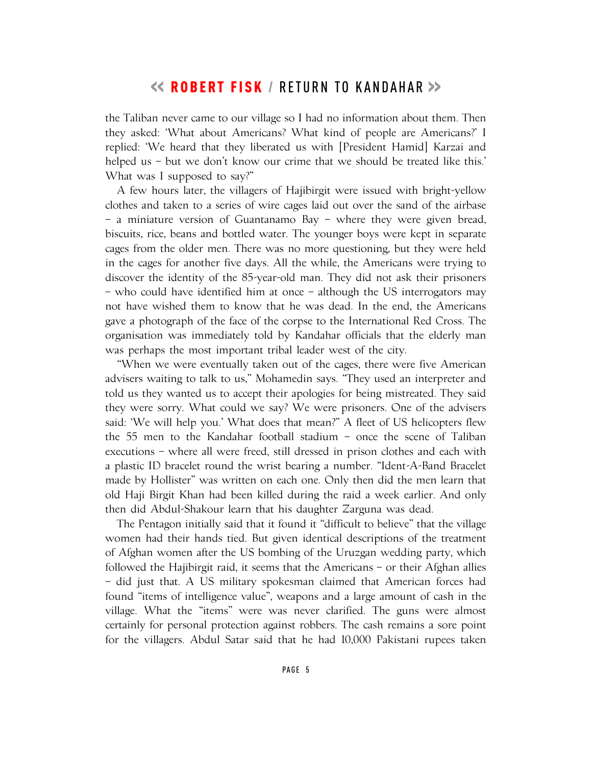the Taliban never came to our village so I had no information about them. Then they asked: 'What about Americans? What kind of people are Americans?' I replied: 'We heard that they liberated us with [President Hamid] Karzai and helped us – but we don't know our crime that we should be treated like this.' What was I supposed to say?"

A few hours later, the villagers of Hajibirgit were issued with bright-yellow clothes and taken to a series of wire cages laid out over the sand of the airbase – a miniature version of Guantanamo Bay – where they were given bread, biscuits, rice, beans and bottled water. The younger boys were kept in separate cages from the older men. There was no more questioning, but they were held in the cages for another five days. All the while, the Americans were trying to discover the identity of the 85-year-old man. They did not ask their prisoners – who could have identified him at once – although the US interrogators may not have wished them to know that he was dead. In the end, the Americans gave a photograph of the face of the corpse to the International Red Cross. The organisation was immediately told by Kandahar officials that the elderly man was perhaps the most important tribal leader west of the city.

"When we were eventually taken out of the cages, there were five American advisers waiting to talk to us," Mohamedin says. "They used an interpreter and told us they wanted us to accept their apologies for being mistreated. They said they were sorry. What could we say? We were prisoners. One of the advisers said: 'We will help you.' What does that mean?" A fleet of US helicopters flew the 55 men to the Kandahar football stadium – once the scene of Taliban executions – where all were freed, still dressed in prison clothes and each with a plastic ID bracelet round the wrist bearing a number. "Ident-A-Band Bracelet made by Hollister" was written on each one. Only then did the men learn that old Haji Birgit Khan had been killed during the raid a week earlier. And only then did Abdul-Shakour learn that his daughter Zarguna was dead.

The Pentagon initially said that it found it "difficult to believe" that the village women had their hands tied. But given identical descriptions of the treatment of Afghan women after the US bombing of the Uruzgan wedding party, which followed the Hajibirgit raid, it seems that the Americans – or their Afghan allies – did just that. A US military spokesman claimed that American forces had found "items of intelligence value", weapons and a large amount of cash in the village. What the "items" were was never clarified. The guns were almost certainly for personal protection against robbers. The cash remains a sore point for the villagers. Abdul Satar said that he had 10,000 Pakistani rupees taken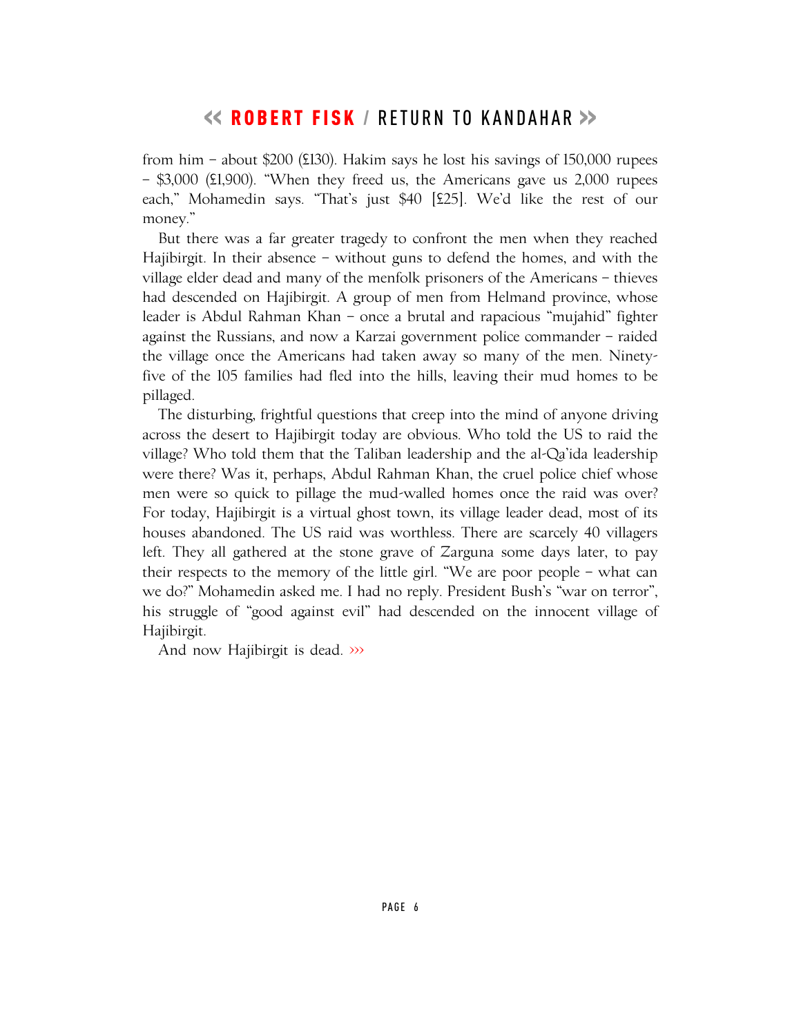from him – about $200 (£130). Hakim says he lost his savings of 150,000 rupees – $3,000 (£1,900). "When they freed us, the Americans gave us 2,000 rupees each," Mohamedin says. "That's just $40 [£25]. We'd like the rest of our money."

But there was a far greater tragedy to confront the men when they reached Hajibirgit. In their absence – without guns to defend the homes, and with the village elder dead and many of the menfolk prisoners of the Americans – thieves had descended on Hajibirgit. A group of men from Helmand province, whose leader is Abdul Rahman Khan – once a brutal and rapacious "mujahid" fighter against the Russians, and now a Karzai government police commander – raided the village once the Americans had taken away so many of the men. Ninety-five of the 105 families had fled into the hills, leaving their mud homes to be pillaged.

The disturbing, frightful questions that creep into the mind of anyone driving across the desert to Hajibirgit today are obvious. Who told the US to raid the village? Who told them that the Taliban leadership and the al-Qa'ida leadership were there? Was it, perhaps, Abdul Rahman Khan, the cruel police chief whose men were so quick to pillage the mud-walled homes once the raid was over? For today, Hajibirgit is a virtual ghost town, its village leader dead, most of its houses abandoned. The US raid was worthless. There are scarcely 40 villagers left. They all gathered at the stone grave of Zarguna some days later, to pay their respects to the memory of the little girl. "We are poor people – what can we do?" Mohamedin asked me. I had no reply. President Bush's "war on terror", his struggle of "good against evil" had descended on the innocent village of Hajibirgit.

And now Hajibirgit is dead. ›››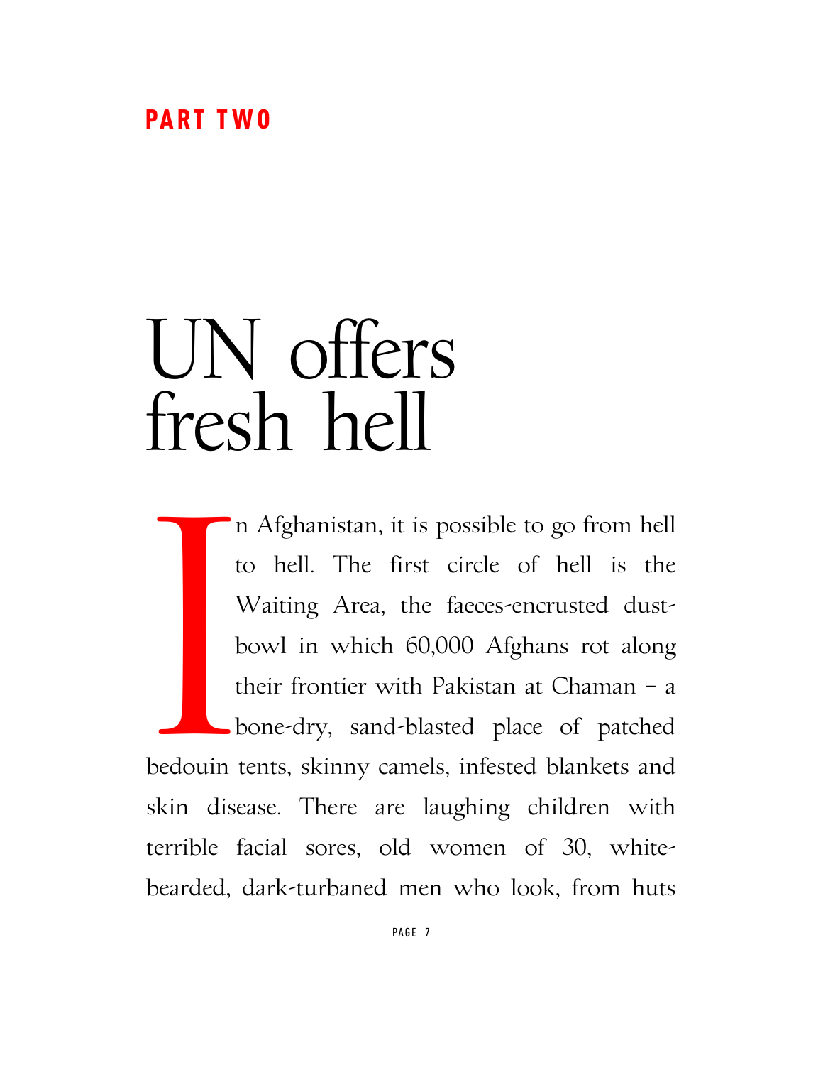## PART TWO

# UN offers fresh hell

In Afghanistan, it is possible to go from hell to hell. The first circle of hell is the Waiting Area, the faeces-encrusted dust-bowl in which 60,000 Afghans rot along their frontier with Pakistan at Chaman – a bone-dry, sand-blasted place of patched bedouin tents, skinny camels, infested blankets and skin disease. There are laughing children with terrible facial sores, old women of 30, white-bearded, dark-turbaned men who look, from huts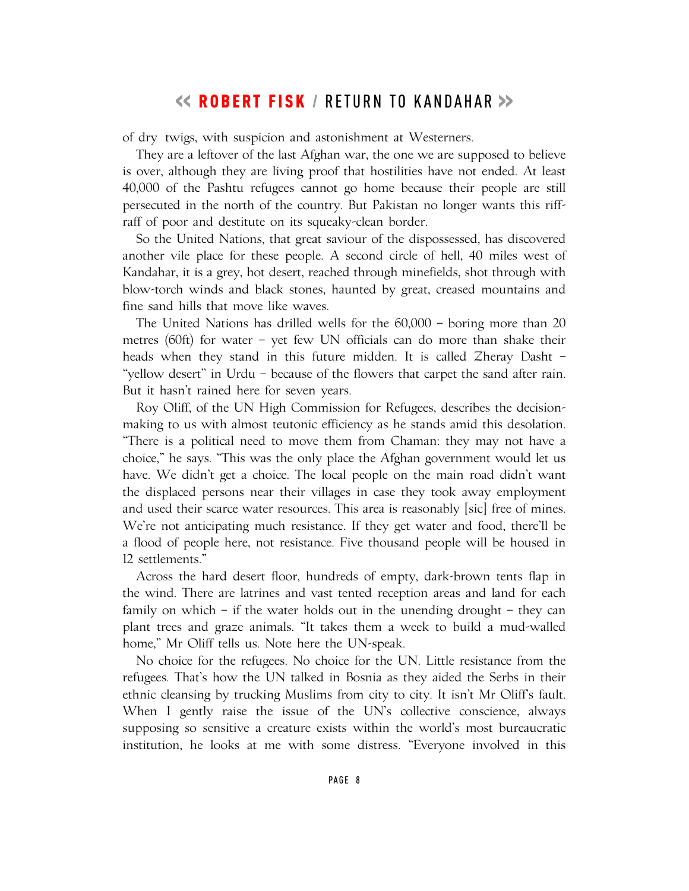of dry twigs, with suspicion and astonishment at Westerners.

They are a leftover of the last Afghan war, the one we are supposed to believe is over, although they are living proof that hostilities have not ended. At least 40,000 of the Pashtu refugees cannot go home because their people are still persecuted in the north of the country. But Pakistan no longer wants this riff-raff of poor and destitute on its squeaky-clean border.

So the United Nations, that great saviour of the dispossessed, has discovered another vile place for these people. A second circle of hell, 40 miles west of Kandahar, it is a grey, hot desert, reached through minefields, shot through with blow-torch winds and black stones, haunted by great, creased mountains and fine sand hills that move like waves.

The United Nations has drilled wells for the 60,000 – boring more than 20 metres (60ft) for water – yet few UN officials can do more than shake their heads when they stand in this future midden. It is called Zheray Dasht – "yellow desert" in Urdu – because of the flowers that carpet the sand after rain. But it hasn't rained here for seven years.

Roy Oliff, of the UN High Commission for Refugees, describes the decision-making to us with almost teutonic efficiency as he stands amid this desolation. "There is a political need to move them from Chaman: they may not have a choice," he says. "This was the only place the Afghan government would let us have. We didn't get a choice. The local people on the main road didn't want the displaced persons near their villages in case they took away employment and used their scarce water resources. This area is reasonably [sic] free of mines. We're not anticipating much resistance. If they get water and food, there'll be a flood of people here, not resistance. Five thousand people will be housed in 12 settlements."

Across the hard desert floor, hundreds of empty, dark-brown tents flap in the wind. There are latrines and vast tented reception areas and land for each family on which – if the water holds out in the unending drought – they can plant trees and graze animals. "It takes them a week to build a mud-walled home," Mr Oliff tells us. Note here the UN-speak.

No choice for the refugees. No choice for the UN. Little resistance from the refugees. That's how the UN talked in Bosnia as they aided the Serbs in their ethnic cleansing by trucking Muslims from city to city. It isn't Mr Oliff's fault. When I gently raise the issue of the UN's collective conscience, always supposing so sensitive a creature exists within the world's most bureaucratic institution, he looks at me with some distress. "Everyone involved in this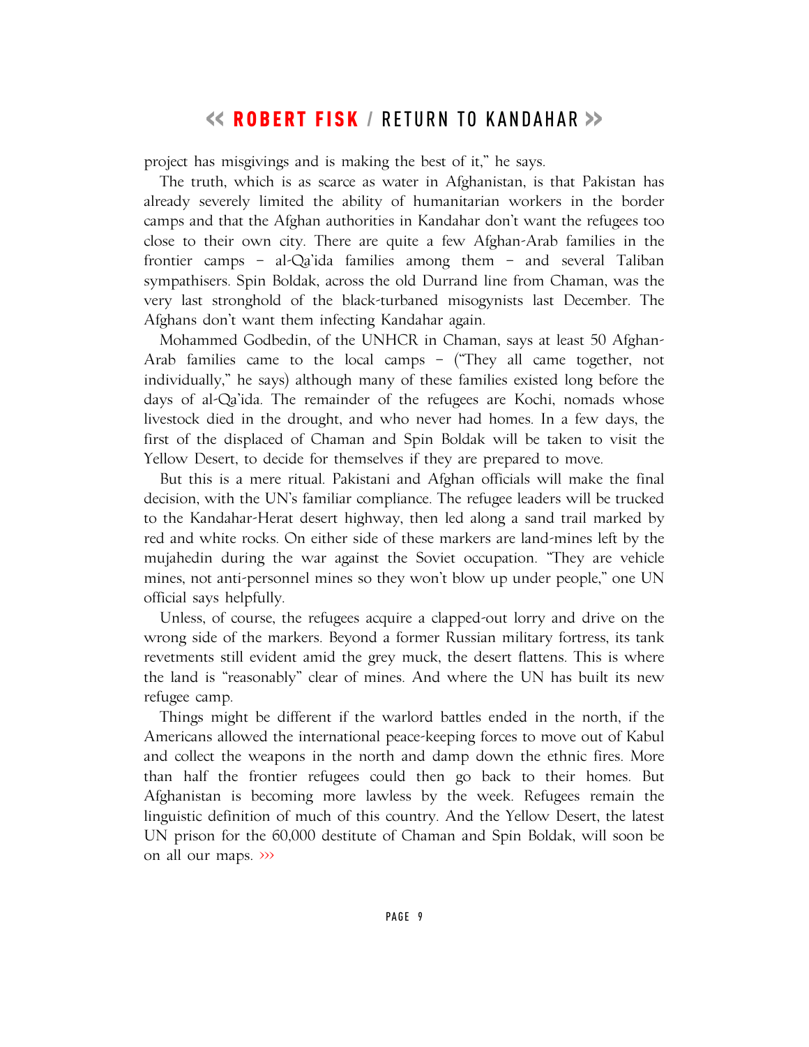project has misgivings and is making the best of it," he says.

The truth, which is as scarce as water in Afghanistan, is that Pakistan has already severely limited the ability of humanitarian workers in the border camps and that the Afghan authorities in Kandahar don't want the refugees too close to their own city. There are quite a few Afghan-Arab families in the frontier camps – al-Qa'ida families among them – and several Taliban sympathisers. Spin Boldak, across the old Durrand line from Chaman, was the very last stronghold of the black-turbaned misogynists last December. The Afghans don't want them infecting Kandahar again.

Mohammed Godbedin, of the UNHCR in Chaman, says at least 50 Afghan-Arab families came to the local camps – ("They all came together, not individually," he says) although many of these families existed long before the days of al-Qa'ida. The remainder of the refugees are Kochi, nomads whose livestock died in the drought, and who never had homes. In a few days, the first of the displaced of Chaman and Spin Boldak will be taken to visit the Yellow Desert, to decide for themselves if they are prepared to move.

But this is a mere ritual. Pakistani and Afghan officials will make the final decision, with the UN's familiar compliance. The refugee leaders will be trucked to the Kandahar-Herat desert highway, then led along a sand trail marked by red and white rocks. On either side of these markers are land-mines left by the mujahedin during the war against the Soviet occupation. "They are vehicle mines, not anti-personnel mines so they won't blow up under people," one UN official says helpfully.

Unless, of course, the refugees acquire a clapped-out lorry and drive on the wrong side of the markers. Beyond a former Russian military fortress, its tank revetments still evident amid the grey muck, the desert flattens. This is where the land is "reasonably" clear of mines. And where the UN has built its new refugee camp.

Things might be different if the warlord battles ended in the north, if the Americans allowed the international peace-keeping forces to move out of Kabul and collect the weapons in the north and damp down the ethnic fires. More than half the frontier refugees could then go back to their homes. But Afghanistan is becoming more lawless by the week. Refugees remain the linguistic definition of much of this country. And the Yellow Desert, the latest UN prison for the 60,000 destitute of Chaman and Spin Boldak, will soon be on all our maps. ›››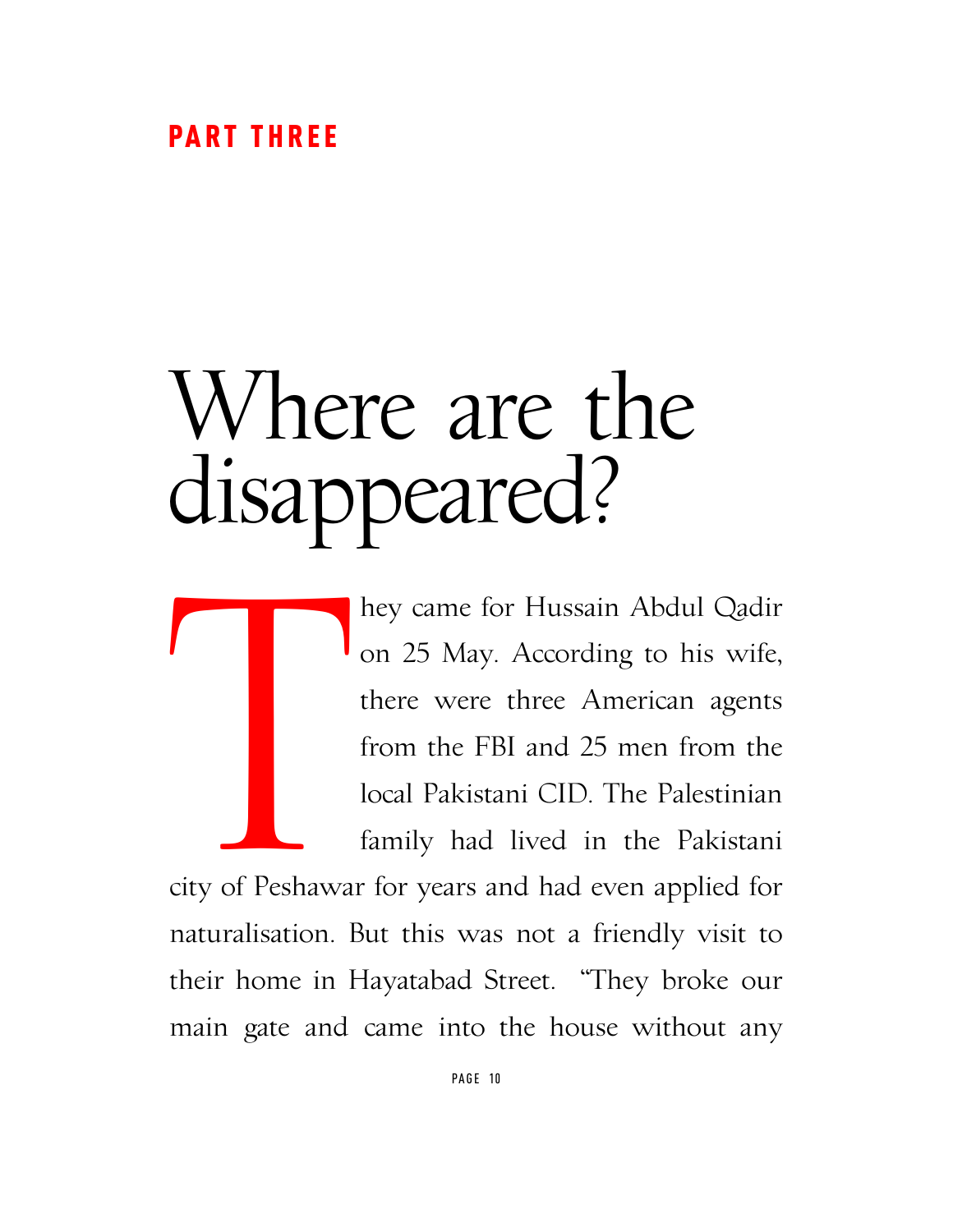## PART THREE

# Where are the disappeared?

They came for Hussain Abdul Qadir on 25 May. According to his wife, there were three American agents from the FBI and 25 men from the local Pakistani CID. The Palestinian family had lived in the Pakistani city of Peshawar for years and had even applied for naturalisation. But this was not a friendly visit to their home in Hayatabad Street. "They broke our main gate and came into the house without any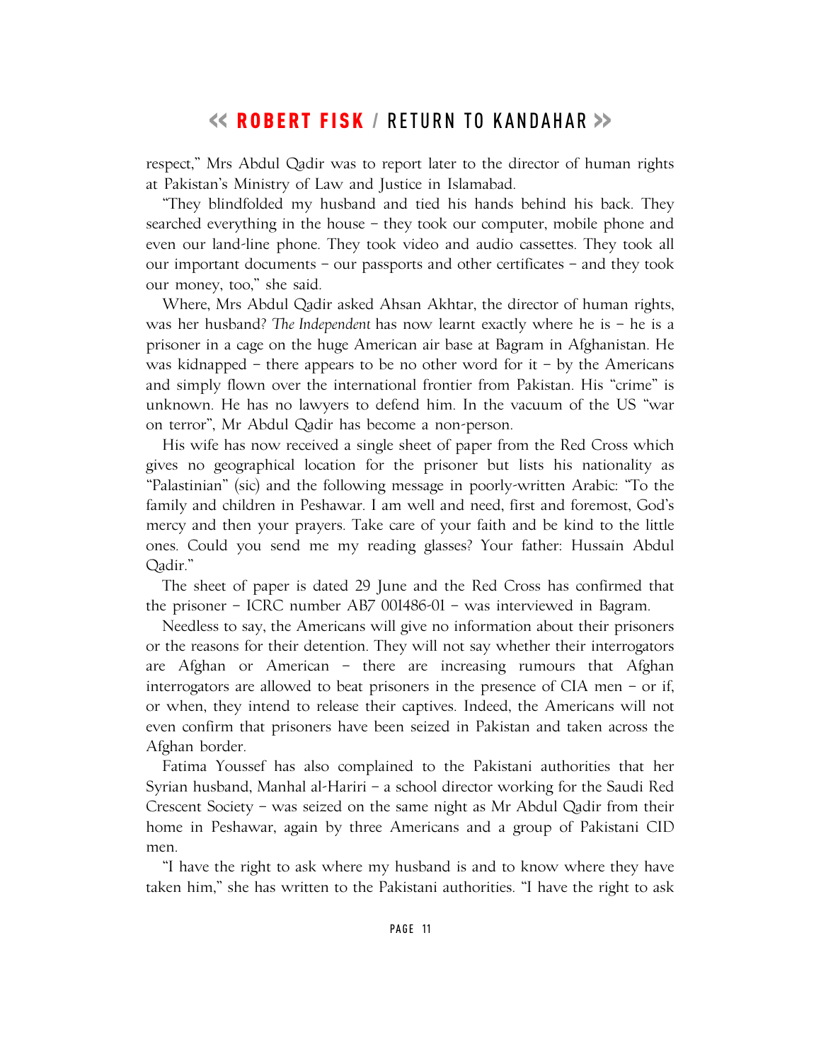respect," Mrs Abdul Qadir was to report later to the director of human rights at Pakistan's Ministry of Law and Justice in Islamabad.

"They blindfolded my husband and tied his hands behind his back. They searched everything in the house – they took our computer, mobile phone and even our land-line phone. They took video and audio cassettes. They took all our important documents – our passports and other certificates – and they took our money, too," she said.

Where, Mrs Abdul Qadir asked Ahsan Akhtar, the director of human rights, was her husband? *The Independent* has now learnt exactly where he is – he is a prisoner in a cage on the huge American air base at Bagram in Afghanistan. He was kidnapped – there appears to be no other word for it – by the Americans and simply flown over the international frontier from Pakistan. His "crime" is unknown. He has no lawyers to defend him. In the vacuum of the US "war on terror", Mr Abdul Qadir has become a non-person.

His wife has now received a single sheet of paper from the Red Cross which gives no geographical location for the prisoner but lists his nationality as "Palastinian" (sic) and the following message in poorly-written Arabic: "To the family and children in Peshawar. I am well and need, first and foremost, God's mercy and then your prayers. Take care of your faith and be kind to the little ones. Could you send me my reading glasses? Your father: Hussain Abdul Qadir."

The sheet of paper is dated 29 June and the Red Cross has confirmed that the prisoner – ICRC number AB7 001486-01 – was interviewed in Bagram.

Needless to say, the Americans will give no information about their prisoners or the reasons for their detention. They will not say whether their interrogators are Afghan or American – there are increasing rumours that Afghan interrogators are allowed to beat prisoners in the presence of CIA men – or if, or when, they intend to release their captives. Indeed, the Americans will not even confirm that prisoners have been seized in Pakistan and taken across the Afghan border.

Fatima Youssef has also complained to the Pakistani authorities that her Syrian husband, Manhal al-Hariri – a school director working for the Saudi Red Crescent Society – was seized on the same night as Mr Abdul Qadir from their home in Peshawar, again by three Americans and a group of Pakistani CID men.

"I have the right to ask where my husband is and to know where they have taken him," she has written to the Pakistani authorities. "I have the right to ask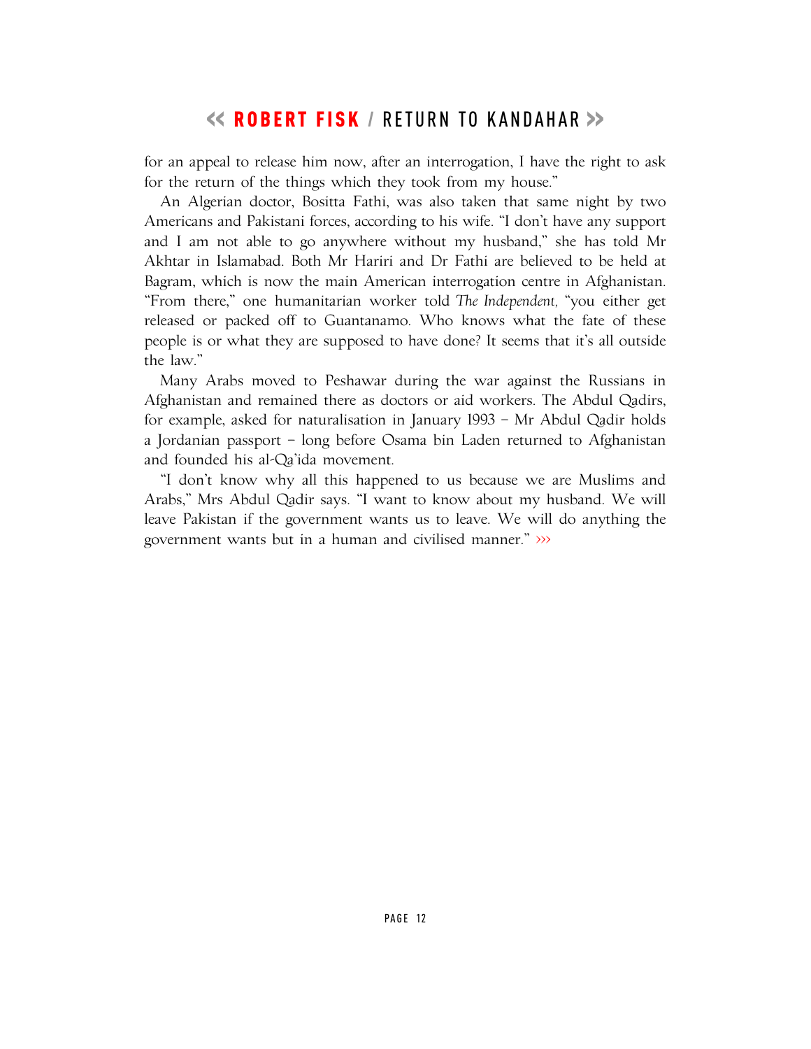for an appeal to release him now, after an interrogation, I have the right to ask for the return of the things which they took from my house."

An Algerian doctor, Bositta Fathi, was also taken that same night by two Americans and Pakistani forces, according to his wife. "I don't have any support and I am not able to go anywhere without my husband," she has told Mr Akhtar in Islamabad. Both Mr Hariri and Dr Fathi are believed to be held at Bagram, which is now the main American interrogation centre in Afghanistan. "From there," one humanitarian worker told *The Independent*, "you either get released or packed off to Guantanamo. Who knows what the fate of these people is or what they are supposed to have done? It seems that it's all outside the law."

Many Arabs moved to Peshawar during the war against the Russians in Afghanistan and remained there as doctors or aid workers. The Abdul Qadirs, for example, asked for naturalisation in January 1993 – Mr Abdul Qadir holds a Jordanian passport – long before Osama bin Laden returned to Afghanistan and founded his al-Qa'ida movement.

"I don't know why all this happened to us because we are Muslims and Arabs," Mrs Abdul Qadir says. "I want to know about my husband. We will leave Pakistan if the government wants us to leave. We will do anything the government wants but in a human and civilised manner." ›››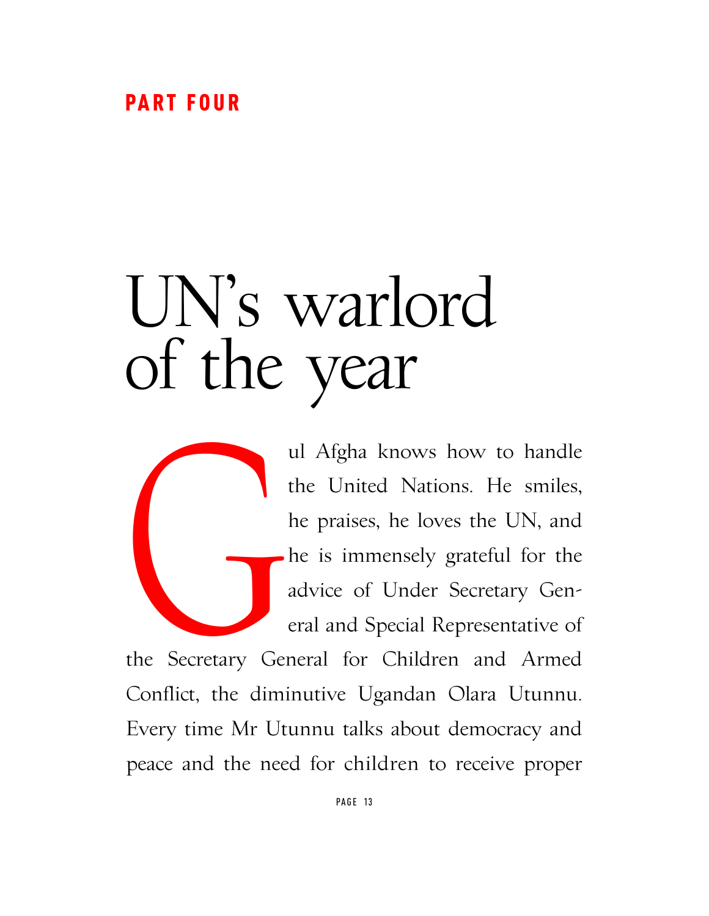**PART FOUR**

# UN's warlord of the year

Gul Afgha knows how to handle the United Nations. He smiles, he praises, he loves the UN, and he is immensely grateful for the advice of Under Secretary General and Special Representative of the Secretary General for Children and Armed Conflict, the diminutive Ugandan Olara Utunnu. Every time Mr Utunnu talks about democracy and peace and the need for children to receive proper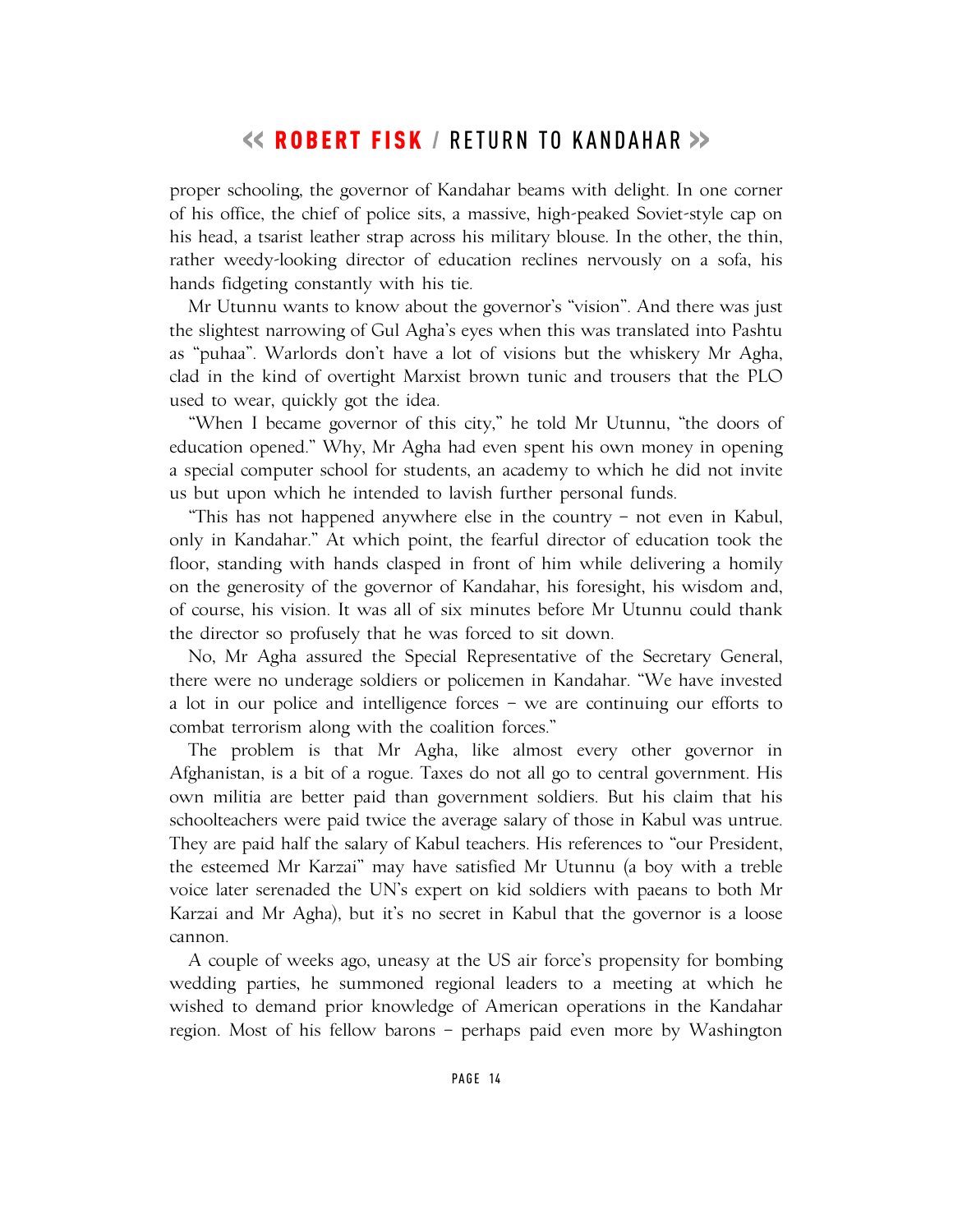proper schooling, the governor of Kandahar beams with delight. In one corner of his office, the chief of police sits, a massive, high-peaked Soviet-style cap on his head, a tsarist leather strap across his military blouse. In the other, the thin, rather weedy-looking director of education reclines nervously on a sofa, his hands fidgeting constantly with his tie.

Mr Utunnu wants to know about the governor's "vision". And there was just the slightest narrowing of Gul Agha's eyes when this was translated into Pashtu as "puhaa". Warlords don't have a lot of visions but the whiskery Mr Agha, clad in the kind of overtight Marxist brown tunic and trousers that the PLO used to wear, quickly got the idea.

"When I became governor of this city," he told Mr Utunnu, "the doors of education opened." Why, Mr Agha had even spent his own money in opening a special computer school for students, an academy to which he did not invite us but upon which he intended to lavish further personal funds.

"This has not happened anywhere else in the country – not even in Kabul, only in Kandahar." At which point, the fearful director of education took the floor, standing with hands clasped in front of him while delivering a homily on the generosity of the governor of Kandahar, his foresight, his wisdom and, of course, his vision. It was all of six minutes before Mr Utunnu could thank the director so profusely that he was forced to sit down.

No, Mr Agha assured the Special Representative of the Secretary General, there were no underage soldiers or policemen in Kandahar. "We have invested a lot in our police and intelligence forces – we are continuing our efforts to combat terrorism along with the coalition forces."

The problem is that Mr Agha, like almost every other governor in Afghanistan, is a bit of a rogue. Taxes do not all go to central government. His own militia are better paid than government soldiers. But his claim that his schoolteachers were paid twice the average salary of those in Kabul was untrue. They are paid half the salary of Kabul teachers. His references to "our President, the esteemed Mr Karzai" may have satisfied Mr Utunnu (a boy with a treble voice later serenaded the UN's expert on kid soldiers with paeans to both Mr Karzai and Mr Agha), but it's no secret in Kabul that the governor is a loose cannon.

A couple of weeks ago, uneasy at the US air force's propensity for bombing wedding parties, he summoned regional leaders to a meeting at which he wished to demand prior knowledge of American operations in the Kandahar region. Most of his fellow barons – perhaps paid even more by Washington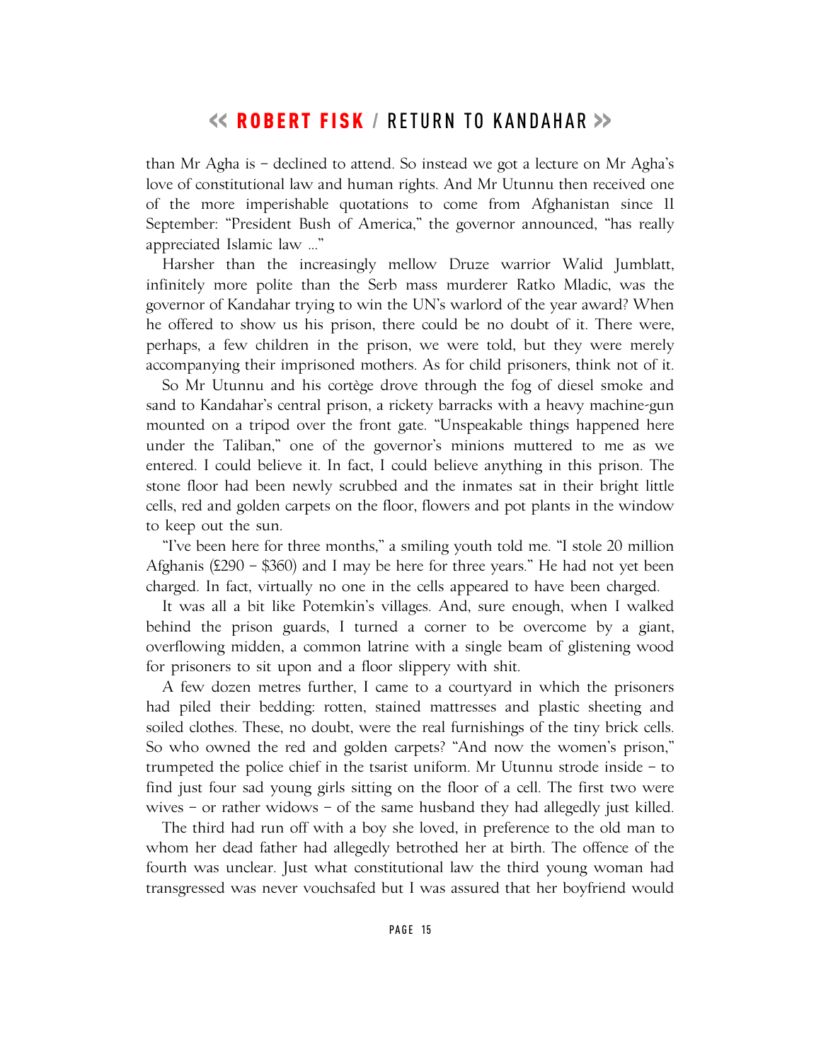than Mr Agha is – declined to attend. So instead we got a lecture on Mr Agha's love of constitutional law and human rights. And Mr Utunnu then received one of the more imperishable quotations to come from Afghanistan since 11 September: "President Bush of America," the governor announced, "has really appreciated Islamic law ..."

Harsher than the increasingly mellow Druze warrior Walid Jumblatt, infinitely more polite than the Serb mass murderer Ratko Mladic, was the governor of Kandahar trying to win the UN's warlord of the year award? When he offered to show us his prison, there could be no doubt of it. There were, perhaps, a few children in the prison, we were told, but they were merely accompanying their imprisoned mothers. As for child prisoners, think not of it.

So Mr Utunnu and his cortège drove through the fog of diesel smoke and sand to Kandahar's central prison, a rickety barracks with a heavy machine-gun mounted on a tripod over the front gate. "Unspeakable things happened here under the Taliban," one of the governor's minions muttered to me as we entered. I could believe it. In fact, I could believe anything in this prison. The stone floor had been newly scrubbed and the inmates sat in their bright little cells, red and golden carpets on the floor, flowers and pot plants in the window to keep out the sun.

"I've been here for three months," a smiling youth told me. "I stole 20 million Afghanis (£290 – $360) and I may be here for three years." He had not yet been charged. In fact, virtually no one in the cells appeared to have been charged.

It was all a bit like Potemkin's villages. And, sure enough, when I walked behind the prison guards, I turned a corner to be overcome by a giant, overflowing midden, a common latrine with a single beam of glistening wood for prisoners to sit upon and a floor slippery with shit.

A few dozen metres further, I came to a courtyard in which the prisoners had piled their bedding: rotten, stained mattresses and plastic sheeting and soiled clothes. These, no doubt, were the real furnishings of the tiny brick cells. So who owned the red and golden carpets? "And now the women's prison," trumpeted the police chief in the tsarist uniform. Mr Utunnu strode inside – to find just four sad young girls sitting on the floor of a cell. The first two were wives – or rather widows – of the same husband they had allegedly just killed.

The third had run off with a boy she loved, in preference to the old man to whom her dead father had allegedly betrothed her at birth. The offence of the fourth was unclear. Just what constitutional law the third young woman had transgressed was never vouchsafed but I was assured that her boyfriend would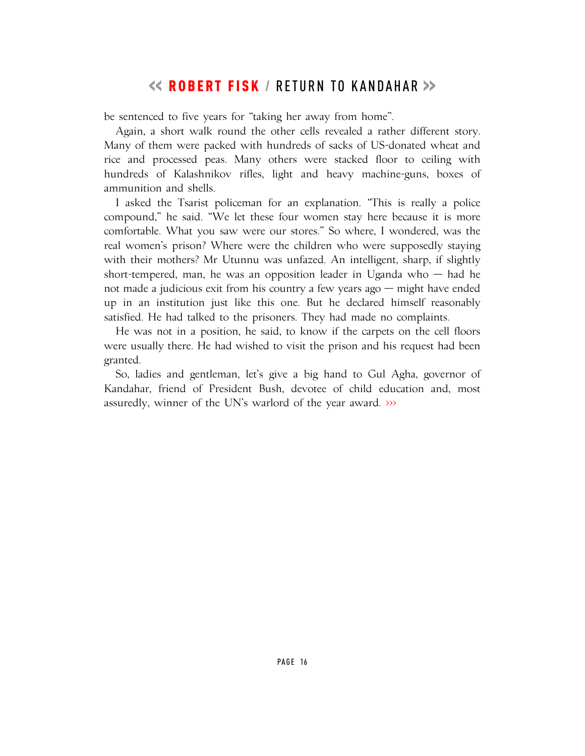be sentenced to five years for "taking her away from home".

Again, a short walk round the other cells revealed a rather different story. Many of them were packed with hundreds of sacks of US-donated wheat and rice and processed peas. Many others were stacked floor to ceiling with hundreds of Kalashnikov rifles, light and heavy machine-guns, boxes of ammunition and shells.

I asked the Tsarist policeman for an explanation. "This is really a police compound," he said. "We let these four women stay here because it is more comfortable. What you saw were our stores." So where, I wondered, was the real women's prison? Where were the children who were supposedly staying with their mothers? Mr Utunnu was unfazed. An intelligent, sharp, if slightly short-tempered, man, he was an opposition leader in Uganda who — had he not made a judicious exit from his country a few years ago — might have ended up in an institution just like this one. But he declared himself reasonably satisfied. He had talked to the prisoners. They had made no complaints.

He was not in a position, he said, to know if the carpets on the cell floors were usually there. He had wished to visit the prison and his request had been granted.

So, ladies and gentleman, let's give a big hand to Gul Agha, governor of Kandahar, friend of President Bush, devotee of child education and, most assuredly, winner of the UN's warlord of the year award. ›››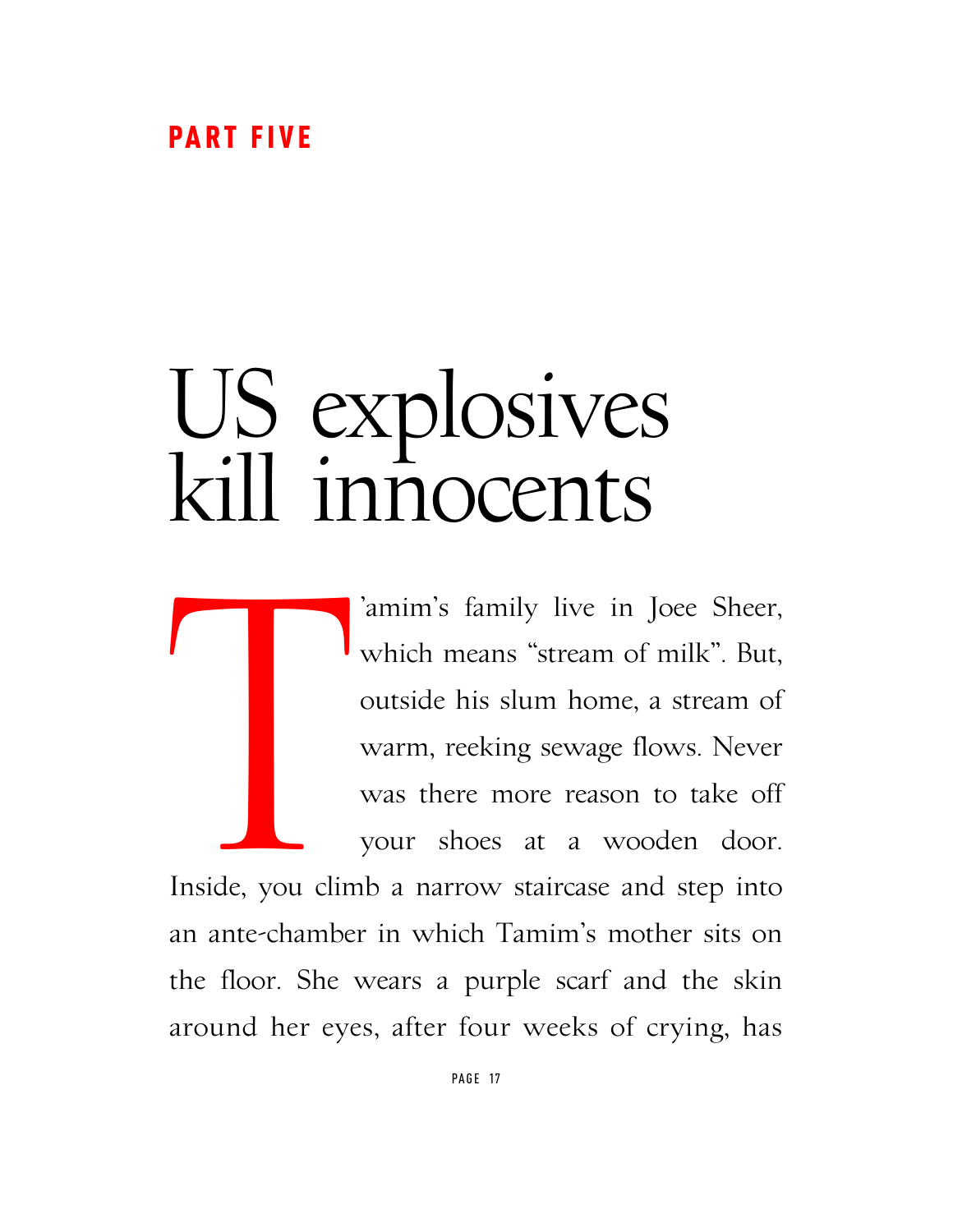## PART FIVE

# US explosives kill innocents

T'amim's family live in Joee Sheer, which means "stream of milk". But, outside his slum home, a stream of warm, reeking sewage flows. Never was there more reason to take off your shoes at a wooden door. Inside, you climb a narrow staircase and step into an ante-chamber in which Tamim's mother sits on the floor. She wears a purple scarf and the skin around her eyes, after four weeks of crying, has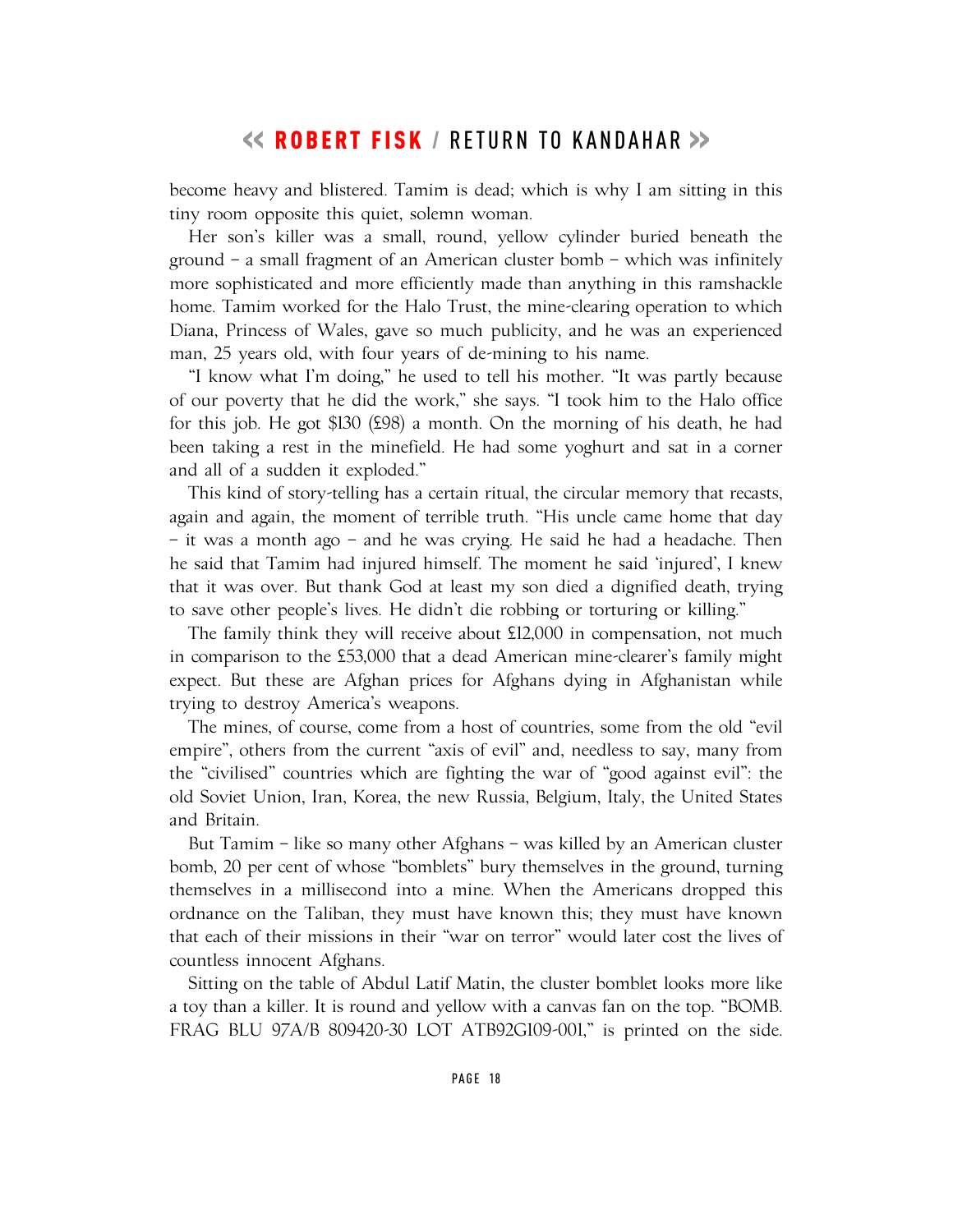become heavy and blistered. Tamim is dead; which is why I am sitting in this tiny room opposite this quiet, solemn woman.

Her son's killer was a small, round, yellow cylinder buried beneath the ground – a small fragment of an American cluster bomb – which was infinitely more sophisticated and more efficiently made than anything in this ramshackle home. Tamim worked for the Halo Trust, the mine-clearing operation to which Diana, Princess of Wales, gave so much publicity, and he was an experienced man, 25 years old, with four years of de-mining to his name.

"I know what I'm doing," he used to tell his mother. "It was partly because of our poverty that he did the work," she says. "I took him to the Halo office for this job. He got $130 (£98) a month. On the morning of his death, he had been taking a rest in the minefield. He had some yoghurt and sat in a corner and all of a sudden it exploded."

This kind of story-telling has a certain ritual, the circular memory that recasts, again and again, the moment of terrible truth. "His uncle came home that day – it was a month ago – and he was crying. He said he had a headache. Then he said that Tamim had injured himself. The moment he said 'injured', I knew that it was over. But thank God at least my son died a dignified death, trying to save other people's lives. He didn't die robbing or torturing or killing."

The family think they will receive about £12,000 in compensation, not much in comparison to the £53,000 that a dead American mine-clearer's family might expect. But these are Afghan prices for Afghans dying in Afghanistan while trying to destroy America's weapons.

The mines, of course, come from a host of countries, some from the old "evil empire", others from the current "axis of evil" and, needless to say, many from the "civilised" countries which are fighting the war of "good against evil": the old Soviet Union, Iran, Korea, the new Russia, Belgium, Italy, the United States and Britain.

But Tamim – like so many other Afghans – was killed by an American cluster bomb, 20 per cent of whose "bomblets" bury themselves in the ground, turning themselves in a millisecond into a mine. When the Americans dropped this ordnance on the Taliban, they must have known this; they must have known that each of their missions in their "war on terror" would later cost the lives of countless innocent Afghans.

Sitting on the table of Abdul Latif Matin, the cluster bomblet looks more like a toy than a killer. It is round and yellow with a canvas fan on the top. "BOMB. FRAG BLU 97A/B 809420-30 LOT ATB92G109-001," is printed on the side.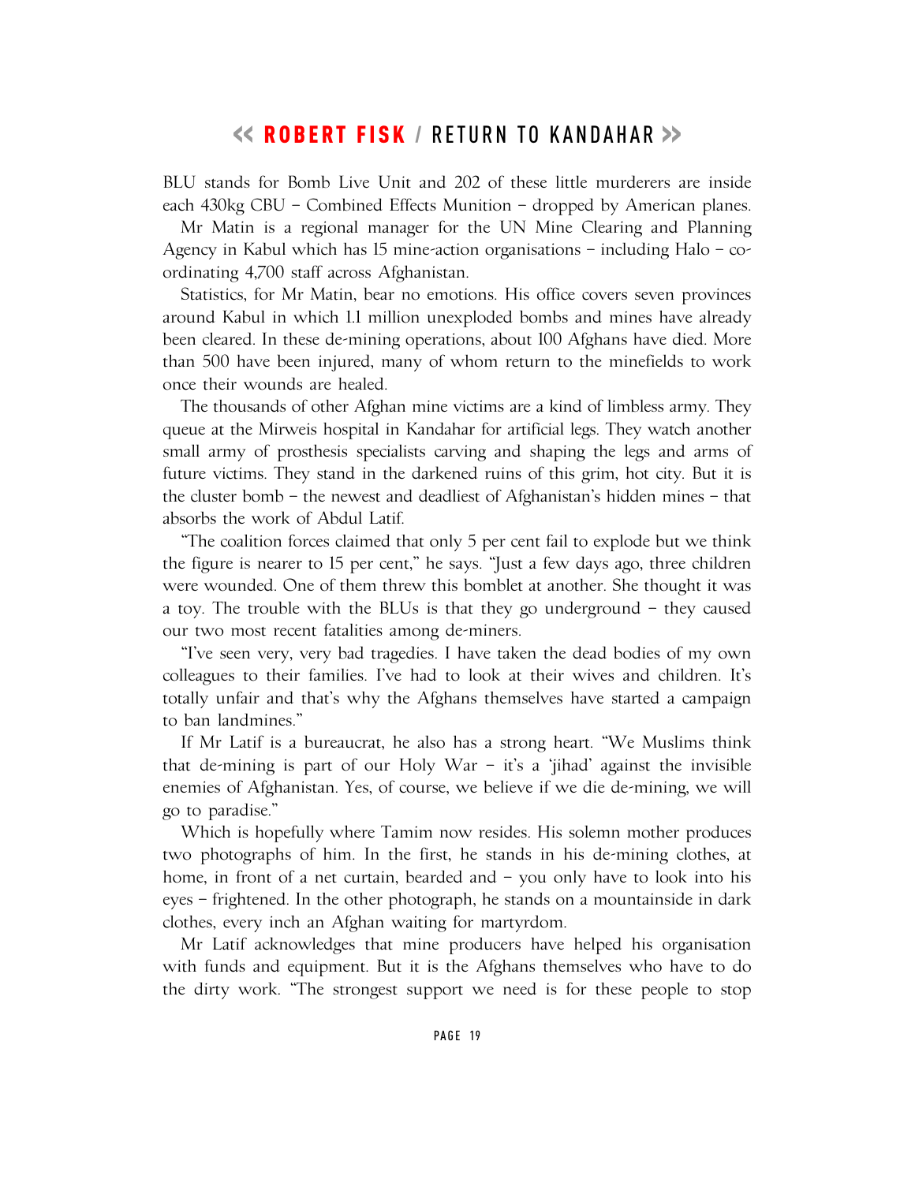BLU stands for Bomb Live Unit and 202 of these little murderers are inside each 430kg CBU – Combined Effects Munition – dropped by American planes.

Mr Matin is a regional manager for the UN Mine Clearing and Planning Agency in Kabul which has 15 mine-action organisations – including Halo – co-ordinating 4,700 staff across Afghanistan.

Statistics, for Mr Matin, bear no emotions. His office covers seven provinces around Kabul in which 1.1 million unexploded bombs and mines have already been cleared. In these de-mining operations, about 100 Afghans have died. More than 500 have been injured, many of whom return to the minefields to work once their wounds are healed.

The thousands of other Afghan mine victims are a kind of limbless army. They queue at the Mirweis hospital in Kandahar for artificial legs. They watch another small army of prosthesis specialists carving and shaping the legs and arms of future victims. They stand in the darkened ruins of this grim, hot city. But it is the cluster bomb – the newest and deadliest of Afghanistan's hidden mines – that absorbs the work of Abdul Latif.

"The coalition forces claimed that only 5 per cent fail to explode but we think the figure is nearer to 15 per cent," he says. "Just a few days ago, three children were wounded. One of them threw this bomblet at another. She thought it was a toy. The trouble with the BLUs is that they go underground – they caused our two most recent fatalities among de-miners.

"I've seen very, very bad tragedies. I have taken the dead bodies of my own colleagues to their families. I've had to look at their wives and children. It's totally unfair and that's why the Afghans themselves have started a campaign to ban landmines."

If Mr Latif is a bureaucrat, he also has a strong heart. "We Muslims think that de-mining is part of our Holy War – it's a 'jihad' against the invisible enemies of Afghanistan. Yes, of course, we believe if we die de-mining, we will go to paradise."

Which is hopefully where Tamim now resides. His solemn mother produces two photographs of him. In the first, he stands in his de-mining clothes, at home, in front of a net curtain, bearded and – you only have to look into his eyes – frightened. In the other photograph, he stands on a mountainside in dark clothes, every inch an Afghan waiting for martyrdom.

Mr Latif acknowledges that mine producers have helped his organisation with funds and equipment. But it is the Afghans themselves who have to do the dirty work. "The strongest support we need is for these people to stop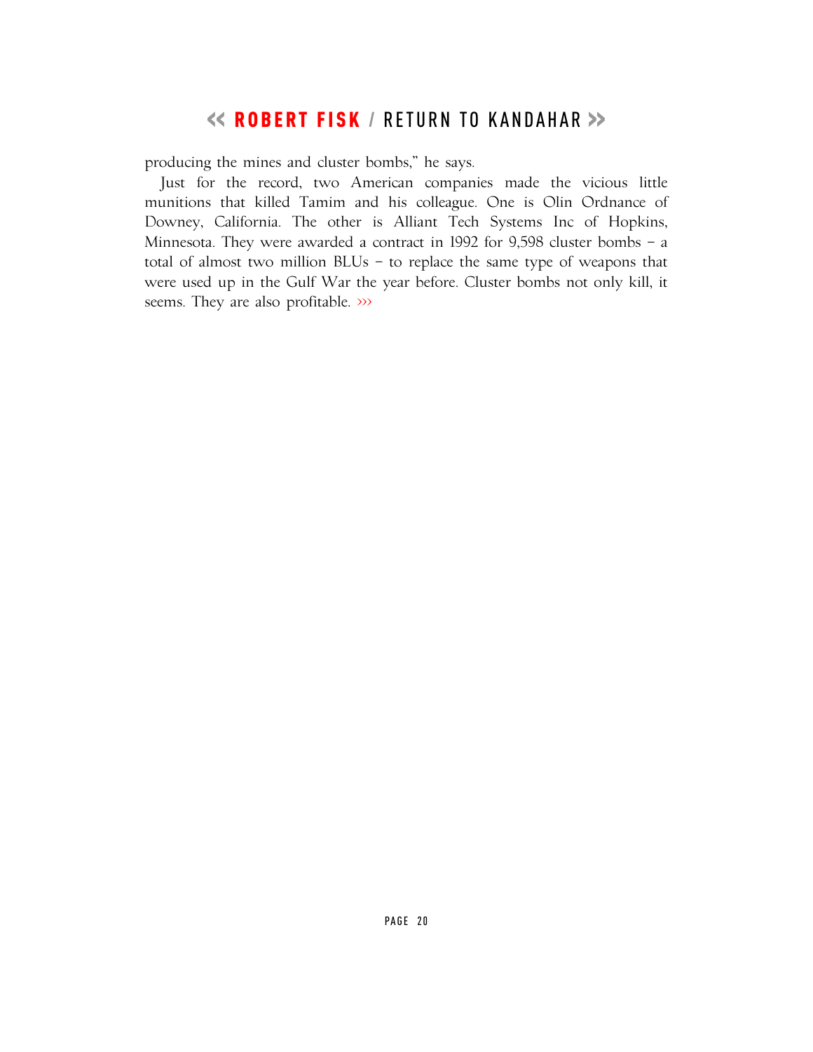producing the mines and cluster bombs," he says.

Just for the record, two American companies made the vicious little munitions that killed Tamim and his colleague. One is Olin Ordnance of Downey, California. The other is Alliant Tech Systems Inc of Hopkins, Minnesota. They were awarded a contract in 1992 for 9,598 cluster bombs – a total of almost two million BLUs – to replace the same type of weapons that were used up in the Gulf War the year before. Cluster bombs not only kill, it seems. They are also profitable. ›››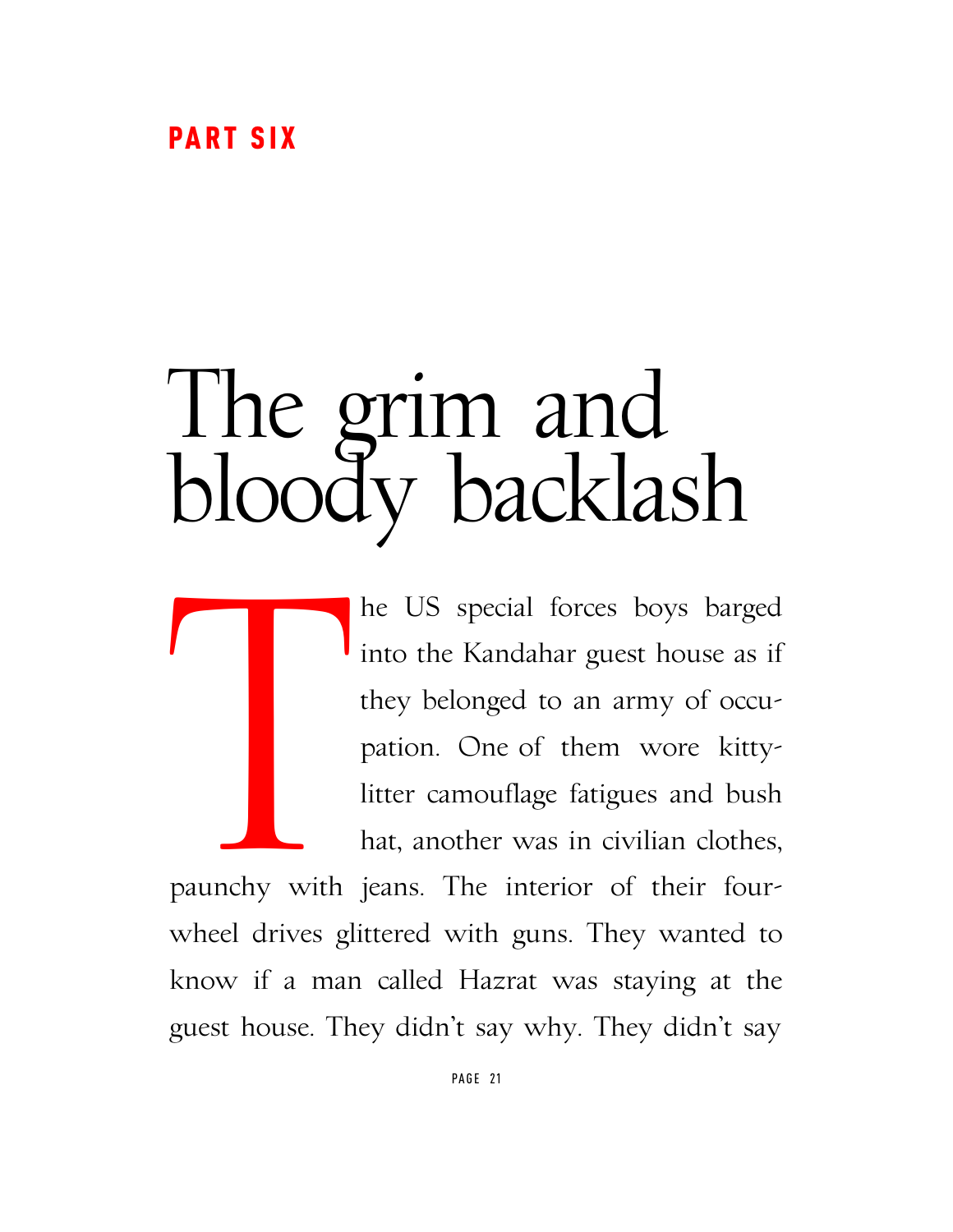**PART SIX**

# The grim and bloody backlash

The US special forces boys barged into the Kandahar guest house as if they belonged to an army of occupation. One of them wore kitty-litter camouflage fatigues and bush hat, another was in civilian clothes, paunchy with jeans. The interior of their four-wheel drives glittered with guns. They wanted to know if a man called Hazrat was staying at the guest house. They didn't say why. They didn't say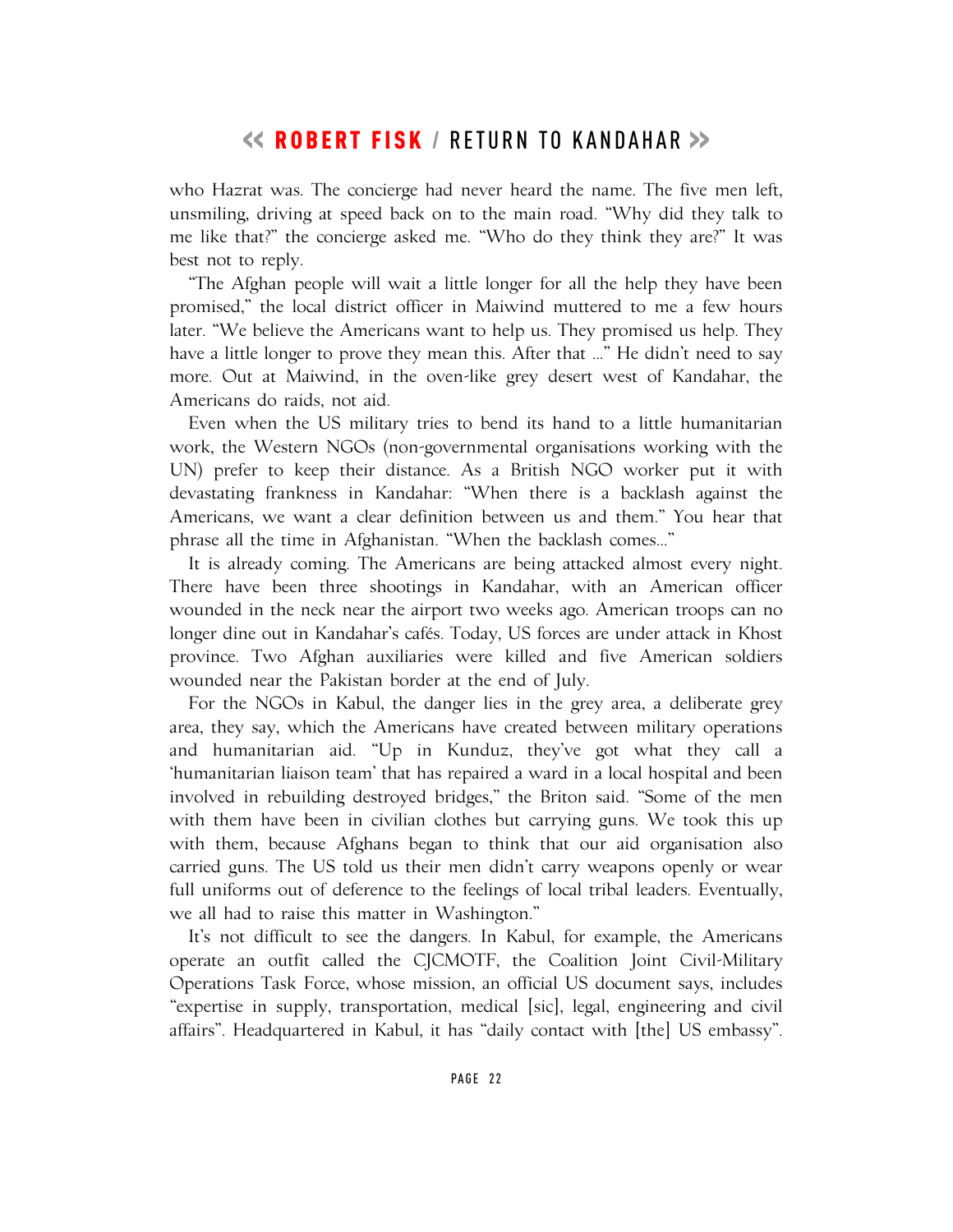who Hazrat was. The concierge had never heard the name. The five men left, unsmiling, driving at speed back on to the main road. "Why did they talk to me like that?" the concierge asked me. "Who do they think they are?" It was best not to reply.

"The Afghan people will wait a little longer for all the help they have been promised," the local district officer in Maiwind muttered to me a few hours later. "We believe the Americans want to help us. They promised us help. They have a little longer to prove they mean this. After that ..." He didn't need to say more. Out at Maiwind, in the oven-like grey desert west of Kandahar, the Americans do raids, not aid.

Even when the US military tries to bend its hand to a little humanitarian work, the Western NGOs (non-governmental organisations working with the UN) prefer to keep their distance. As a British NGO worker put it with devastating frankness in Kandahar: "When there is a backlash against the Americans, we want a clear definition between us and them." You hear that phrase all the time in Afghanistan. "When the backlash comes..."

It is already coming. The Americans are being attacked almost every night. There have been three shootings in Kandahar, with an American officer wounded in the neck near the airport two weeks ago. American troops can no longer dine out in Kandahar's cafés. Today, US forces are under attack in Khost province. Two Afghan auxiliaries were killed and five American soldiers wounded near the Pakistan border at the end of July.

For the NGOs in Kabul, the danger lies in the grey area, a deliberate grey area, they say, which the Americans have created between military operations and humanitarian aid. "Up in Kunduz, they've got what they call a 'humanitarian liaison team' that has repaired a ward in a local hospital and been involved in rebuilding destroyed bridges," the Briton said. "Some of the men with them have been in civilian clothes but carrying guns. We took this up with them, because Afghans began to think that our aid organisation also carried guns. The US told us their men didn't carry weapons openly or wear full uniforms out of deference to the feelings of local tribal leaders. Eventually, we all had to raise this matter in Washington."

It's not difficult to see the dangers. In Kabul, for example, the Americans operate an outfit called the CJCMOTF, the Coalition Joint Civil-Military Operations Task Force, whose mission, an official US document says, includes "expertise in supply, transportation, medical [sic], legal, engineering and civil affairs". Headquartered in Kabul, it has "daily contact with [the] US embassy".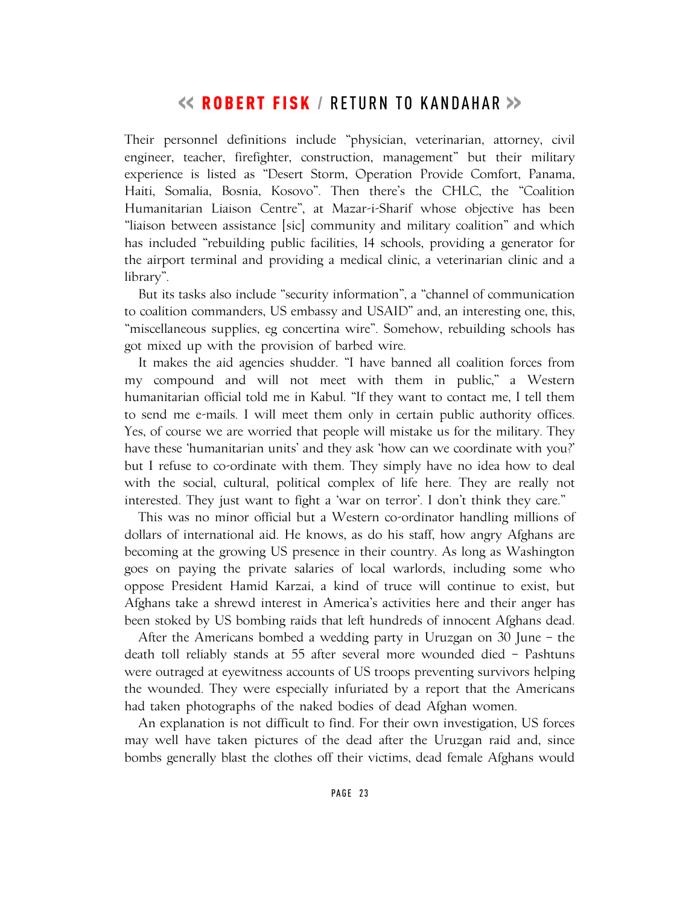Their personnel definitions include "physician, veterinarian, attorney, civil engineer, teacher, firefighter, construction, management" but their military experience is listed as "Desert Storm, Operation Provide Comfort, Panama, Haiti, Somalia, Bosnia, Kosovo". Then there's the CHLC, the "Coalition Humanitarian Liaison Centre", at Mazar-i-Sharif whose objective has been "liaison between assistance [sic] community and military coalition" and which has included "rebuilding public facilities, 14 schools, providing a generator for the airport terminal and providing a medical clinic, a veterinarian clinic and a library".

But its tasks also include "security information", a "channel of communication to coalition commanders, US embassy and USAID" and, an interesting one, this, "miscellaneous supplies, eg concertina wire". Somehow, rebuilding schools has got mixed up with the provision of barbed wire.

It makes the aid agencies shudder. "I have banned all coalition forces from my compound and will not meet with them in public," a Western humanitarian official told me in Kabul. "If they want to contact me, I tell them to send me e-mails. I will meet them only in certain public authority offices. Yes, of course we are worried that people will mistake us for the military. They have these 'humanitarian units' and they ask 'how can we coordinate with you?' but I refuse to co-ordinate with them. They simply have no idea how to deal with the social, cultural, political complex of life here. They are really not interested. They just want to fight a 'war on terror'. I don't think they care."

This was no minor official but a Western co-ordinator handling millions of dollars of international aid. He knows, as do his staff, how angry Afghans are becoming at the growing US presence in their country. As long as Washington goes on paying the private salaries of local warlords, including some who oppose President Hamid Karzai, a kind of truce will continue to exist, but Afghans take a shrewd interest in America's activities here and their anger has been stoked by US bombing raids that left hundreds of innocent Afghans dead.

After the Americans bombed a wedding party in Uruzgan on 30 June – the death toll reliably stands at 55 after several more wounded died – Pashtuns were outraged at eyewitness accounts of US troops preventing survivors helping the wounded. They were especially infuriated by a report that the Americans had taken photographs of the naked bodies of dead Afghan women.

An explanation is not difficult to find. For their own investigation, US forces may well have taken pictures of the dead after the Uruzgan raid and, since bombs generally blast the clothes off their victims, dead female Afghans would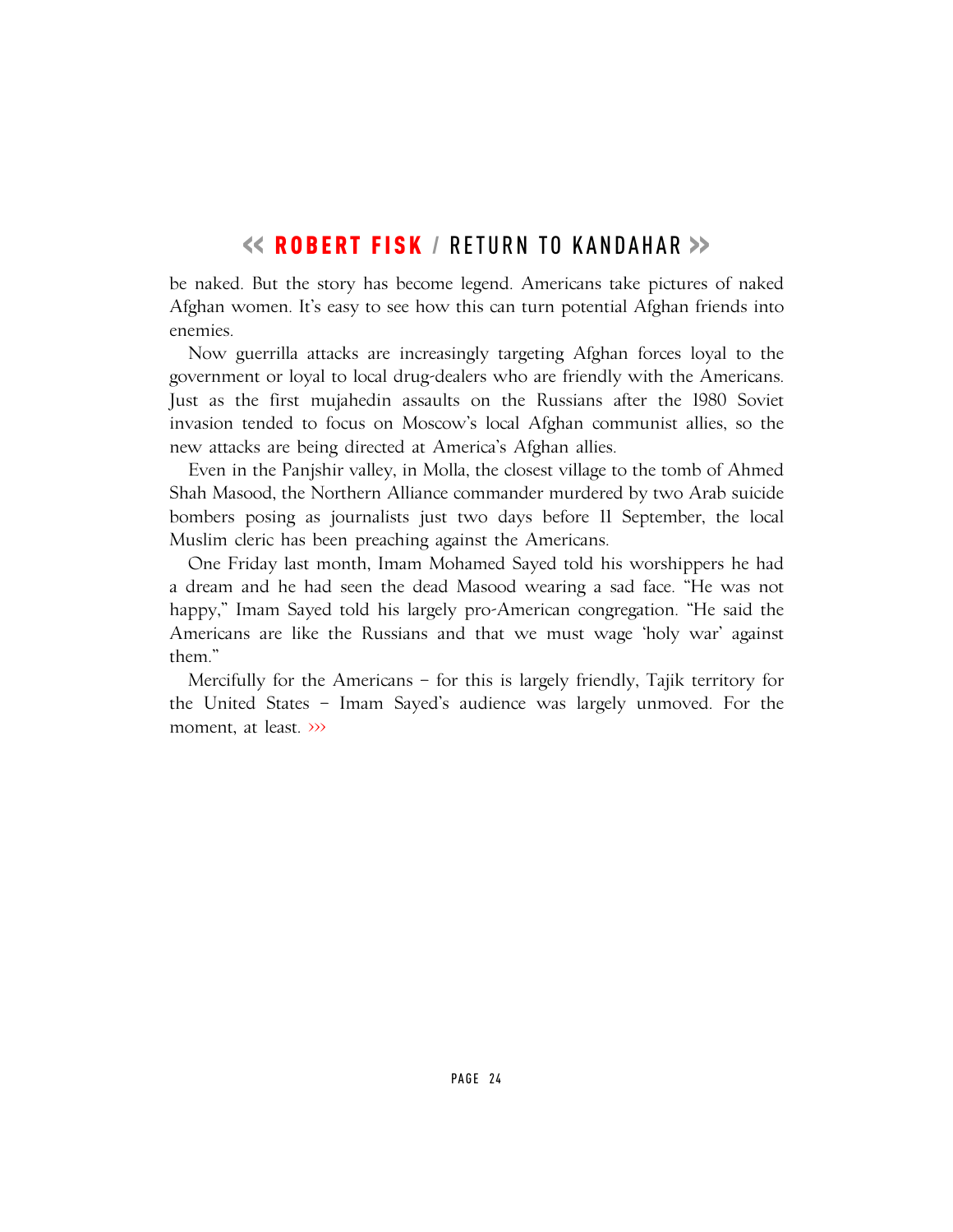be naked. But the story has become legend. Americans take pictures of naked Afghan women. It's easy to see how this can turn potential Afghan friends into enemies.

Now guerrilla attacks are increasingly targeting Afghan forces loyal to the government or loyal to local drug-dealers who are friendly with the Americans. Just as the first mujahedin assaults on the Russians after the 1980 Soviet invasion tended to focus on Moscow's local Afghan communist allies, so the new attacks are being directed at America's Afghan allies.

Even in the Panjshir valley, in Molla, the closest village to the tomb of Ahmed Shah Masood, the Northern Alliance commander murdered by two Arab suicide bombers posing as journalists just two days before 11 September, the local Muslim cleric has been preaching against the Americans.

One Friday last month, Imam Mohamed Sayed told his worshippers he had a dream and he had seen the dead Masood wearing a sad face. "He was not happy," Imam Sayed told his largely pro-American congregation. "He said the Americans are like the Russians and that we must wage 'holy war' against them."

Mercifully for the Americans – for this is largely friendly, Tajik territory for the United States – Imam Sayed's audience was largely unmoved. For the moment, at least. ›››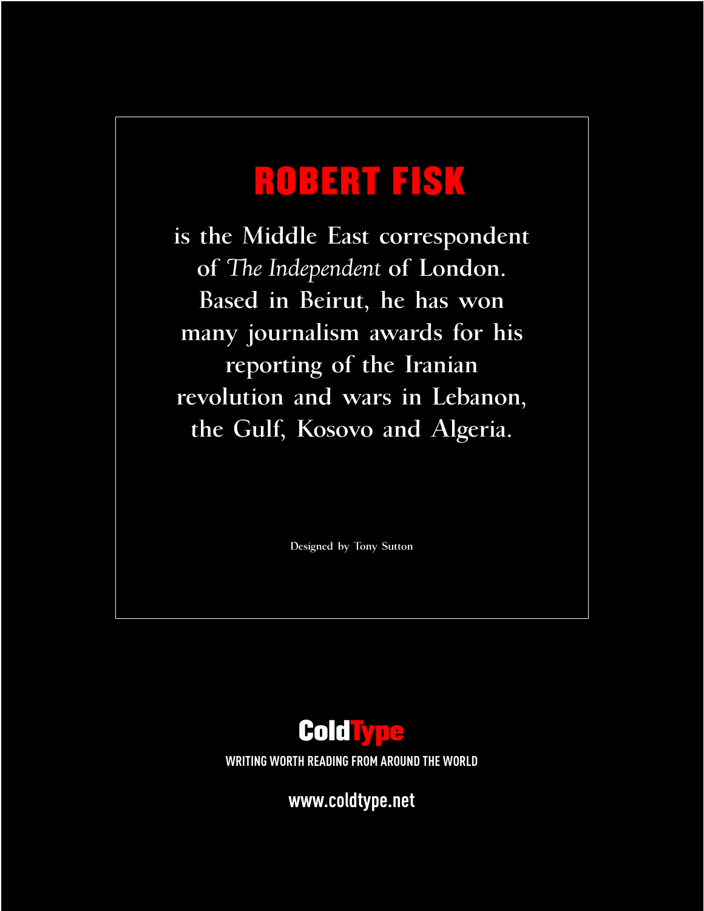# ROBERT FISK

is the Middle East correspondent of *The Independent* of London. Based in Beirut, he has won many journalism awards for his reporting of the Iranian revolution and wars in Lebanon, the Gulf, Kosovo and Algeria.

Designed by Tony Sutton

**ColdType**

WRITING WORTH READING FROM AROUND THE WORLD

www.coldtype.net